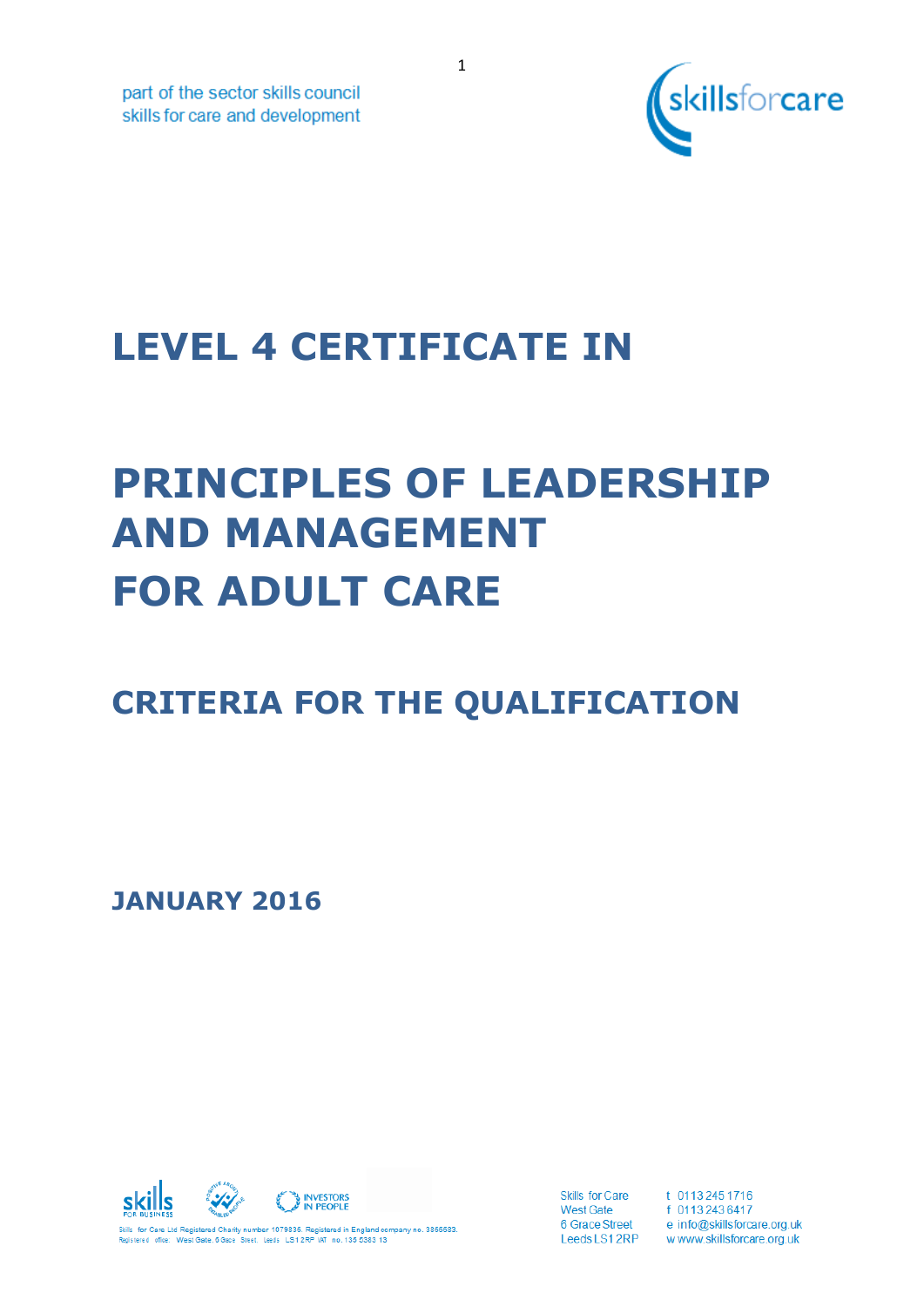part of the sector skills council
skills for care and development

skillsforcare

# LEVEL 4 CERTIFICATE IN

# PRINCIPLES OF LEADERSHIP AND MANAGEMENT FOR ADULT CARE

## CRITERIA FOR THE QUALIFICATION

**JANUARY 2016**

Skills for Care Ltd Registered Charity number 1079836. Registered in England company no. 3866583. Registered office: West Gate, 6 Grace Street, Leeds LS1 2RP VAT no. 136 5383 13

Skills for Care
West Gate
6 Grace Street
Leeds LS1 2RP

t 0113 245 1716
f 0113 243 6417
e info@skillsforcare.org.uk
w www.skillsforcare.org.uk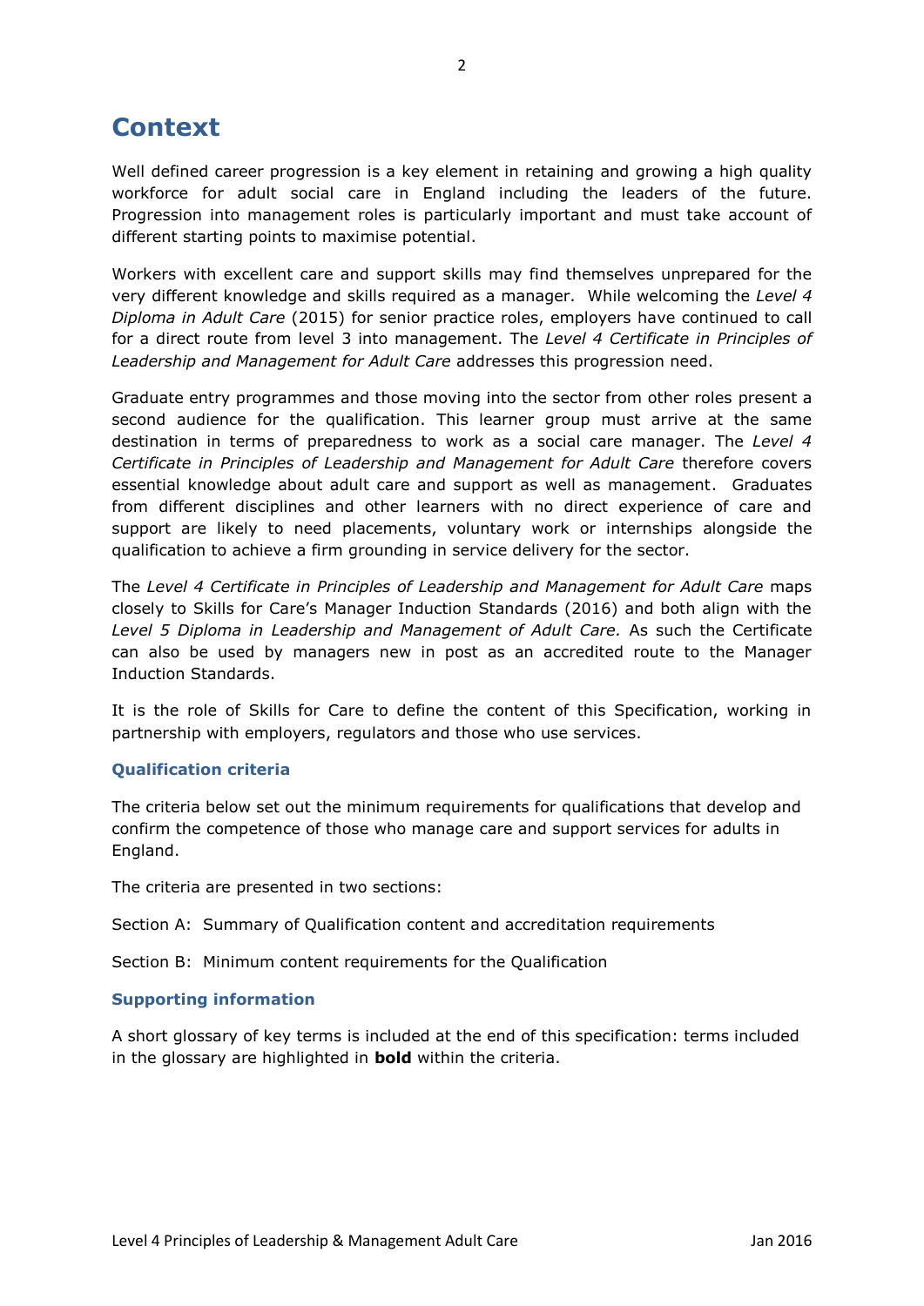# Context

Well defined career progression is a key element in retaining and growing a high quality workforce for adult social care in England including the leaders of the future. Progression into management roles is particularly important and must take account of different starting points to maximise potential.

Workers with excellent care and support skills may find themselves unprepared for the very different knowledge and skills required as a manager. While welcoming the *Level 4 Diploma in Adult Care* (2015) for senior practice roles, employers have continued to call for a direct route from level 3 into management. The *Level 4 Certificate in Principles of Leadership and Management for Adult Care* addresses this progression need.

Graduate entry programmes and those moving into the sector from other roles present a second audience for the qualification. This learner group must arrive at the same destination in terms of preparedness to work as a social care manager. The *Level 4 Certificate in Principles of Leadership and Management for Adult Care* therefore covers essential knowledge about adult care and support as well as management. Graduates from different disciplines and other learners with no direct experience of care and support are likely to need placements, voluntary work or internships alongside the qualification to achieve a firm grounding in service delivery for the sector.

The *Level 4 Certificate in Principles of Leadership and Management for Adult Care* maps closely to Skills for Care's Manager Induction Standards (2016) and both align with the *Level 5 Diploma in Leadership and Management of Adult Care.* As such the Certificate can also be used by managers new in post as an accredited route to the Manager Induction Standards.

It is the role of Skills for Care to define the content of this Specification, working in partnership with employers, regulators and those who use services.

### Qualification criteria

The criteria below set out the minimum requirements for qualifications that develop and confirm the competence of those who manage care and support services for adults in England.

The criteria are presented in two sections:

Section A: Summary of Qualification content and accreditation requirements

Section B: Minimum content requirements for the Qualification

### Supporting information

A short glossary of key terms is included at the end of this specification: terms included in the glossary are highlighted in **bold** within the criteria.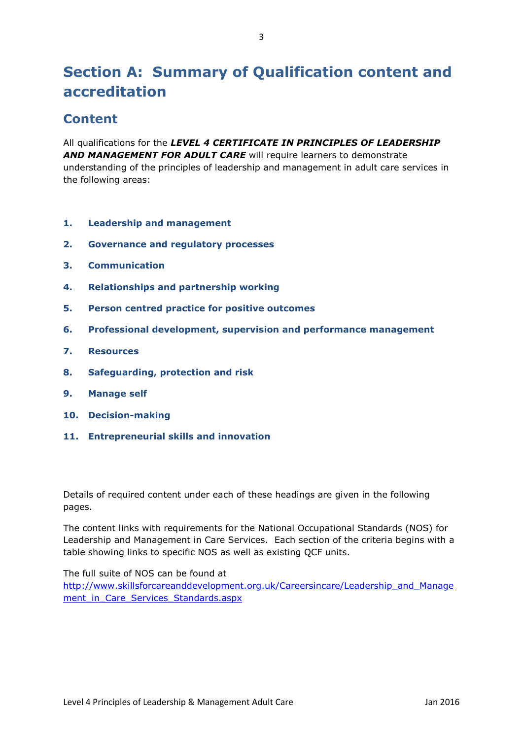# Section A: Summary of Qualification content and accreditation

## Content

All qualifications for the ***LEVEL 4 CERTIFICATE IN PRINCIPLES OF LEADERSHIP AND MANAGEMENT FOR ADULT CARE*** will require learners to demonstrate understanding of the principles of leadership and management in adult care services in the following areas:

1. **Leadership and management**
2. **Governance and regulatory processes**
3. **Communication**
4. **Relationships and partnership working**
5. **Person centred practice for positive outcomes**
6. **Professional development, supervision and performance management**
7. **Resources**
8. **Safeguarding, protection and risk**
9. **Manage self**
10. **Decision-making**
11. **Entrepreneurial skills and innovation**

Details of required content under each of these headings are given in the following pages.

The content links with requirements for the National Occupational Standards (NOS) for Leadership and Management in Care Services. Each section of the criteria begins with a table showing links to specific NOS as well as existing QCF units.

The full suite of NOS can be found at
[http://www.skillsforcareanddevelopment.org.uk/Careersincare/Leadership_and_Management_in_Care_Services_Standards.aspx](http://www.skillsforcareanddevelopment.org.uk/Careersincare/Leadership_and_Management_in_Care_Services_Standards.aspx)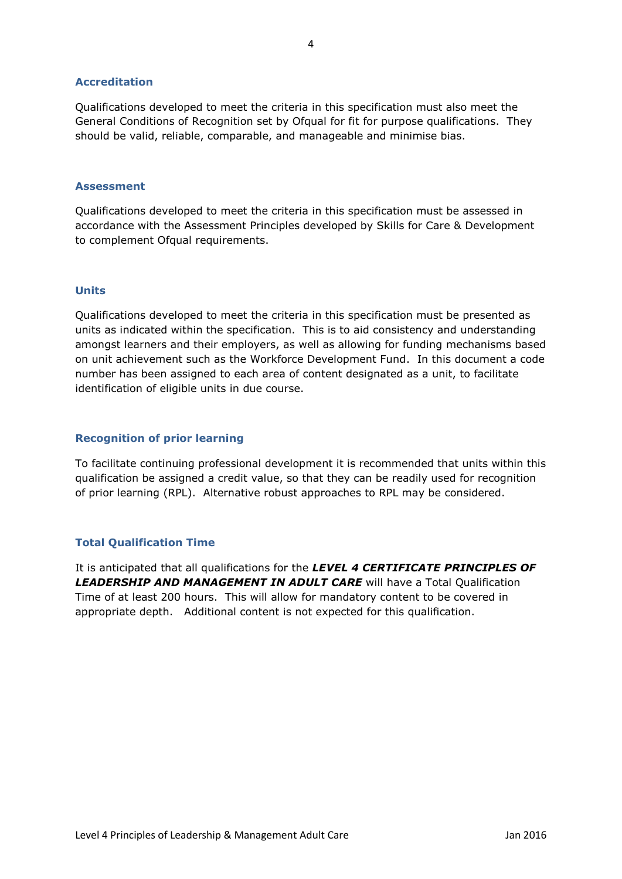## Accreditation

Qualifications developed to meet the criteria in this specification must also meet the General Conditions of Recognition set by Ofqual for fit for purpose qualifications. They should be valid, reliable, comparable, and manageable and minimise bias.

## Assessment

Qualifications developed to meet the criteria in this specification must be assessed in accordance with the Assessment Principles developed by Skills for Care & Development to complement Ofqual requirements.

## Units

Qualifications developed to meet the criteria in this specification must be presented as units as indicated within the specification. This is to aid consistency and understanding amongst learners and their employers, as well as allowing for funding mechanisms based on unit achievement such as the Workforce Development Fund. In this document a code number has been assigned to each area of content designated as a unit, to facilitate identification of eligible units in due course.

## Recognition of prior learning

To facilitate continuing professional development it is recommended that units within this qualification be assigned a credit value, so that they can be readily used for recognition of prior learning (RPL). Alternative robust approaches to RPL may be considered.

## Total Qualification Time

It is anticipated that all qualifications for the ***LEVEL 4 CERTIFICATE PRINCIPLES OF LEADERSHIP AND MANAGEMENT IN ADULT CARE*** will have a Total Qualification Time of at least 200 hours. This will allow for mandatory content to be covered in appropriate depth. Additional content is not expected for this qualification.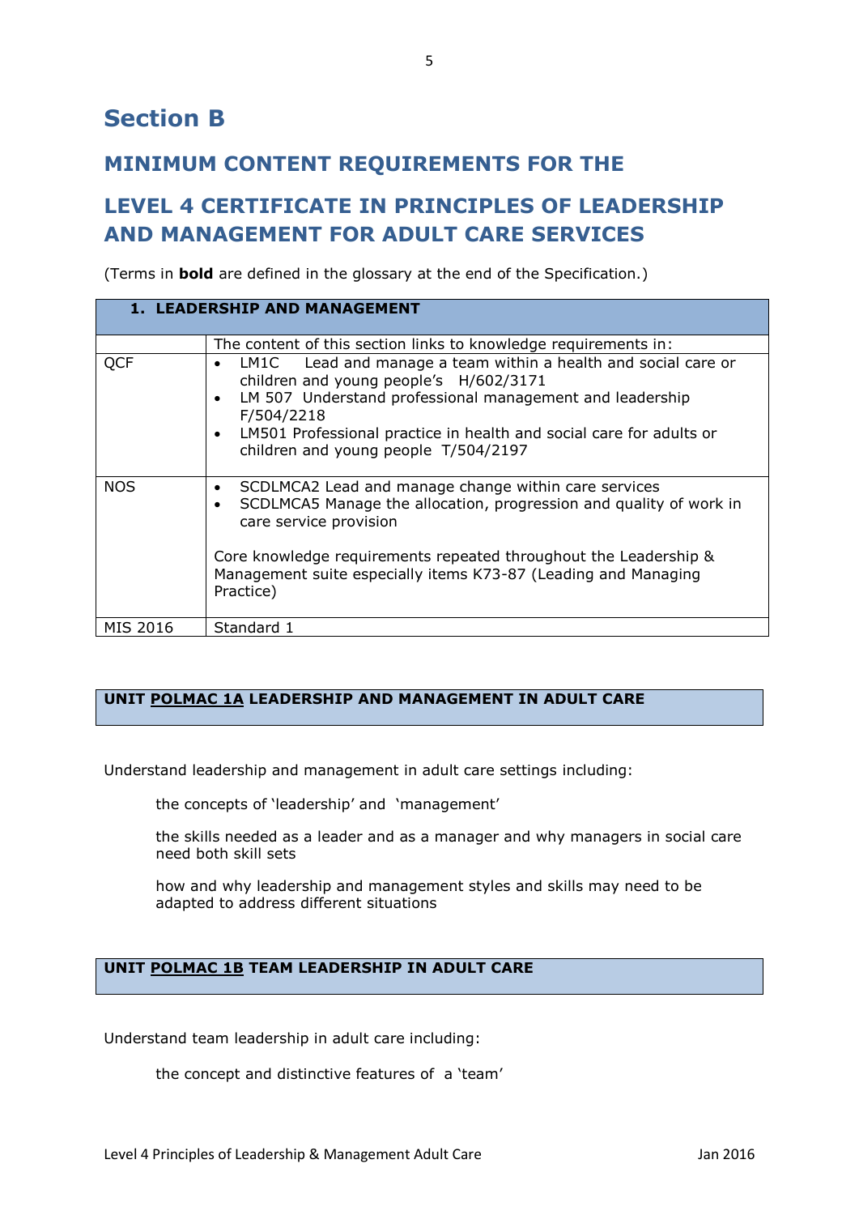# Section B

## MINIMUM CONTENT REQUIREMENTS FOR THE

## LEVEL 4 CERTIFICATE IN PRINCIPLES OF LEADERSHIP AND MANAGEMENT FOR ADULT CARE SERVICES

(Terms in **bold** are defined in the glossary at the end of the Specification.)

| **1. LEADERSHIP AND MANAGEMENT** | |
|---|---|
| | The content of this section links to knowledge requirements in: |
| QCF | • LM1C Lead and manage a team within a health and social care or children and young people's H/602/3171<br>• LM 507 Understand professional management and leadership F/504/2218<br>• LM501 Professional practice in health and social care for adults or children and young people T/504/2197 |
| NOS | • SCDLMCA2 Lead and manage change within care services<br>• SCDLMCA5 Manage the allocation, progression and quality of work in care service provision<br><br>Core knowledge requirements repeated throughout the Leadership & Management suite especially items K73-87 (Leading and Managing Practice) |
| MIS 2016 | Standard 1 |

### UNIT POLMAC 1A LEADERSHIP AND MANAGEMENT IN ADULT CARE

Understand leadership and management in adult care settings including:

the concepts of 'leadership' and 'management'

the skills needed as a leader and as a manager and why managers in social care need both skill sets

how and why leadership and management styles and skills may need to be adapted to address different situations

### UNIT POLMAC 1B TEAM LEADERSHIP IN ADULT CARE

Understand team leadership in adult care including:

the concept and distinctive features of a 'team'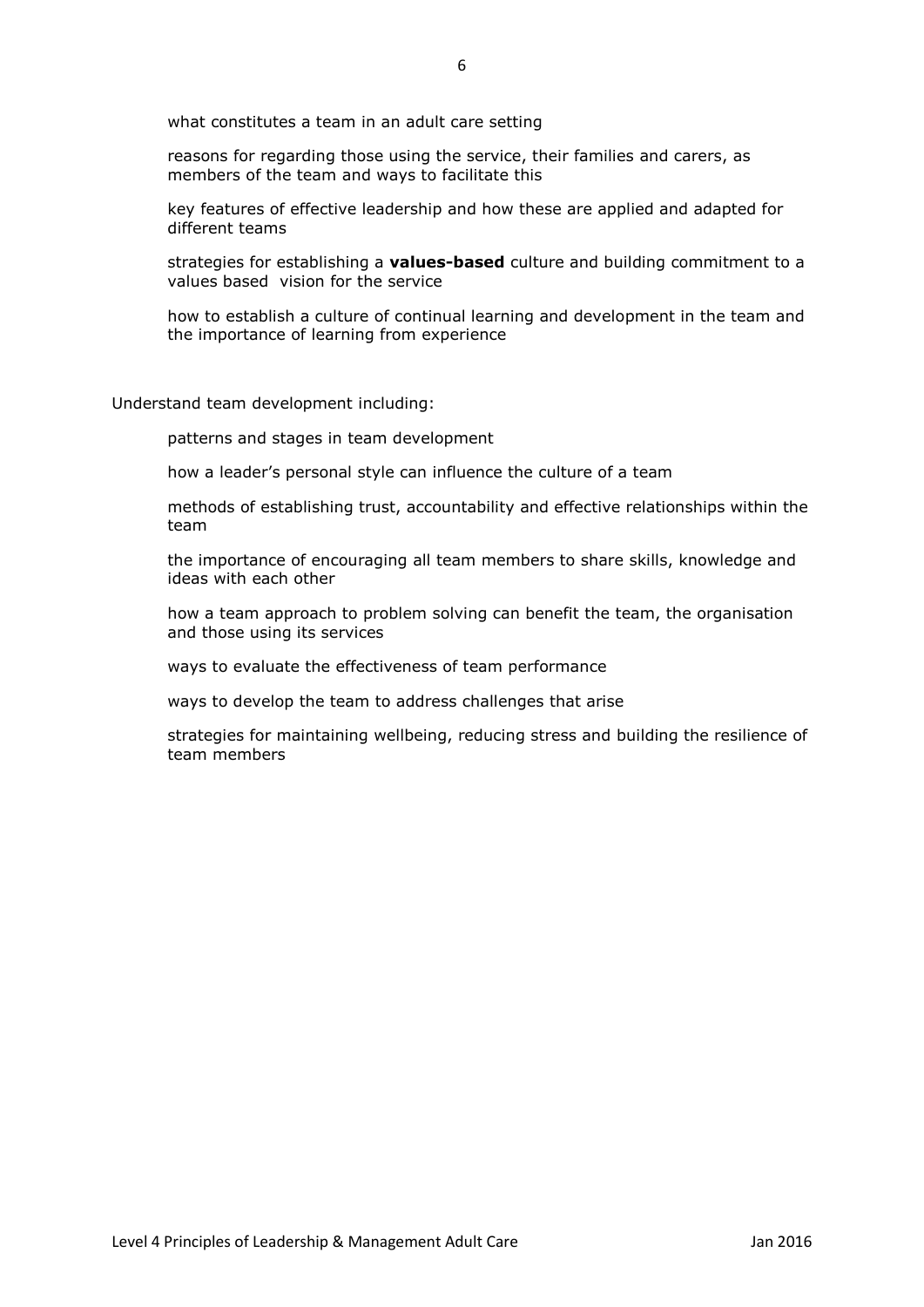what constitutes a team in an adult care setting

reasons for regarding those using the service, their families and carers, as members of the team and ways to facilitate this

key features of effective leadership and how these are applied and adapted for different teams

strategies for establishing a **values-based** culture and building commitment to a values based vision for the service

how to establish a culture of continual learning and development in the team and the importance of learning from experience

Understand team development including:

patterns and stages in team development

how a leader's personal style can influence the culture of a team

methods of establishing trust, accountability and effective relationships within the team

the importance of encouraging all team members to share skills, knowledge and ideas with each other

how a team approach to problem solving can benefit the team, the organisation and those using its services

ways to evaluate the effectiveness of team performance

ways to develop the team to address challenges that arise

strategies for maintaining wellbeing, reducing stress and building the resilience of team members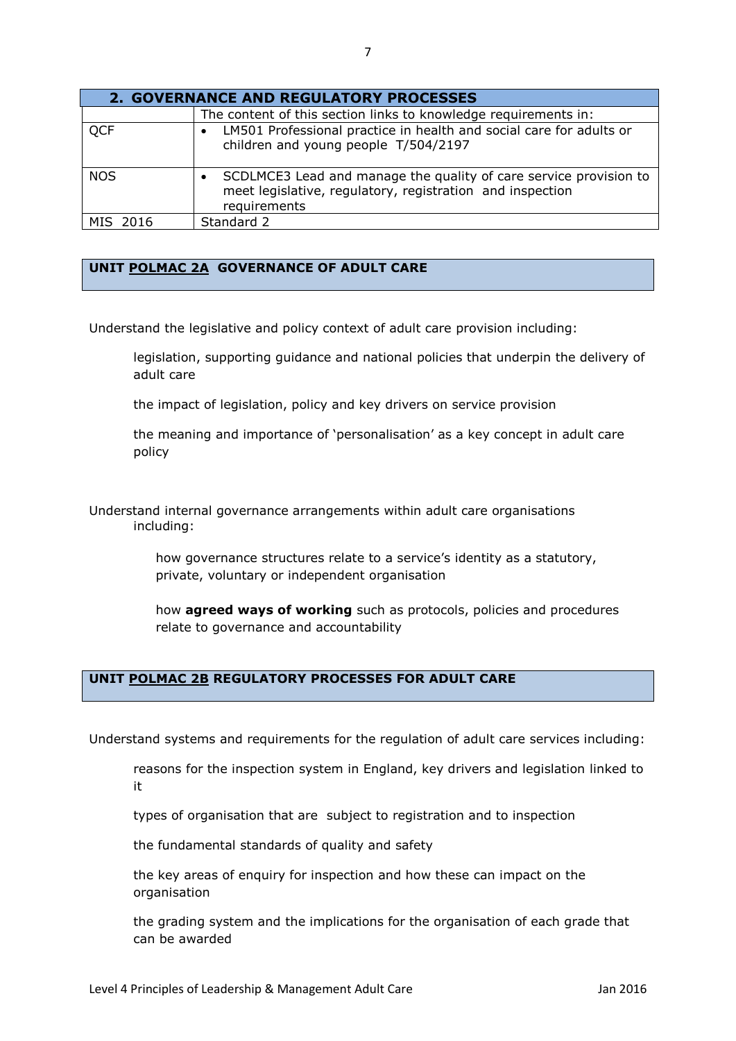| 2. GOVERNANCE AND REGULATORY PROCESSES | |
|---|---|
| | The content of this section links to knowledge requirements in: |
| QCF | • LM501 Professional practice in health and social care for adults or children and young people T/504/2197 |
| NOS | • SCDLMCE3 Lead and manage the quality of care service provision to meet legislative, regulatory, registration and inspection requirements |
| MIS 2016 | Standard 2 |

## UNIT POLMAC 2A GOVERNANCE OF ADULT CARE

Understand the legislative and policy context of adult care provision including:

legislation, supporting guidance and national policies that underpin the delivery of adult care

the impact of legislation, policy and key drivers on service provision

the meaning and importance of 'personalisation' as a key concept in adult care policy

Understand internal governance arrangements within adult care organisations including:

how governance structures relate to a service's identity as a statutory, private, voluntary or independent organisation

how **agreed ways of working** such as protocols, policies and procedures relate to governance and accountability

## UNIT POLMAC 2B REGULATORY PROCESSES FOR ADULT CARE

Understand systems and requirements for the regulation of adult care services including:

reasons for the inspection system in England, key drivers and legislation linked to it

types of organisation that are subject to registration and to inspection

the fundamental standards of quality and safety

the key areas of enquiry for inspection and how these can impact on the organisation

the grading system and the implications for the organisation of each grade that can be awarded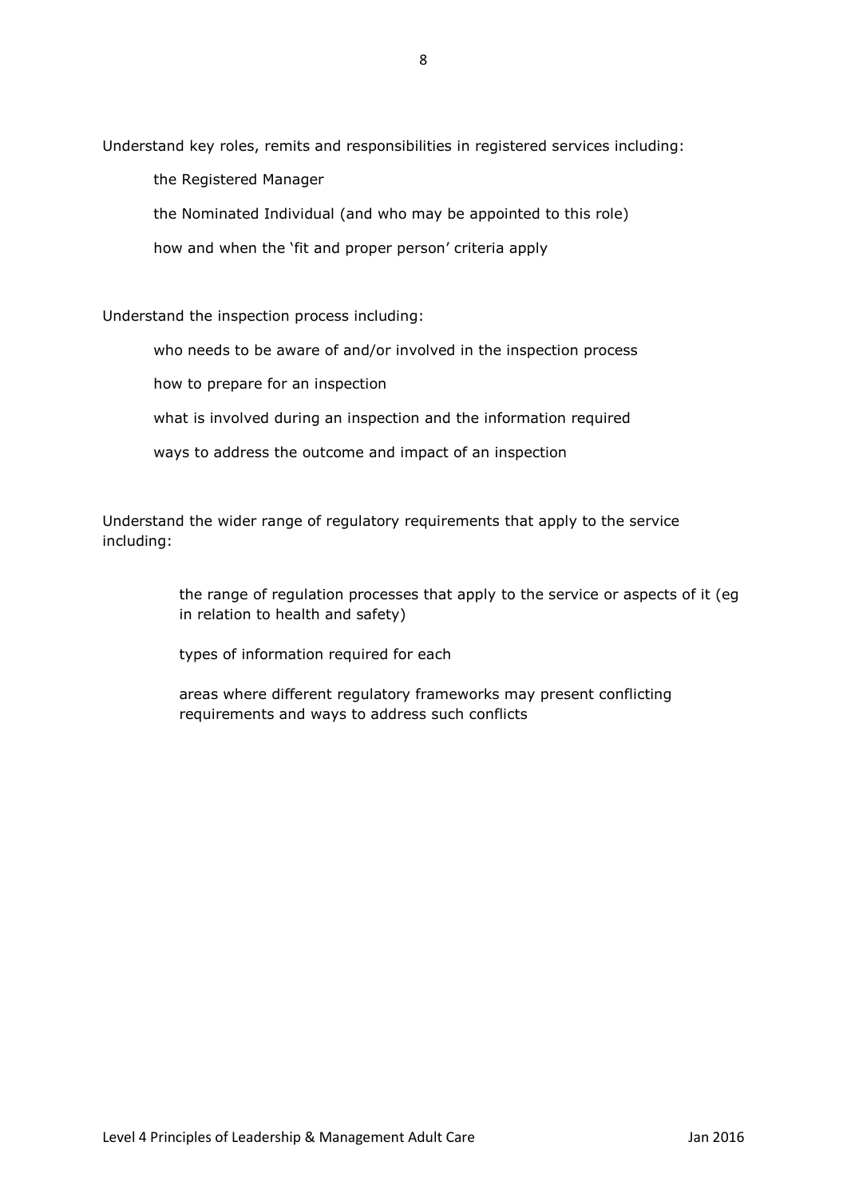Understand key roles, remits and responsibilities in registered services including:

- the Registered Manager
- the Nominated Individual (and who may be appointed to this role)
- how and when the 'fit and proper person' criteria apply

Understand the inspection process including:

- who needs to be aware of and/or involved in the inspection process
- how to prepare for an inspection
- what is involved during an inspection and the information required
- ways to address the outcome and impact of an inspection

Understand the wider range of regulatory requirements that apply to the service including:

- the range of regulation processes that apply to the service or aspects of it (eg in relation to health and safety)
- types of information required for each
- areas where different regulatory frameworks may present conflicting requirements and ways to address such conflicts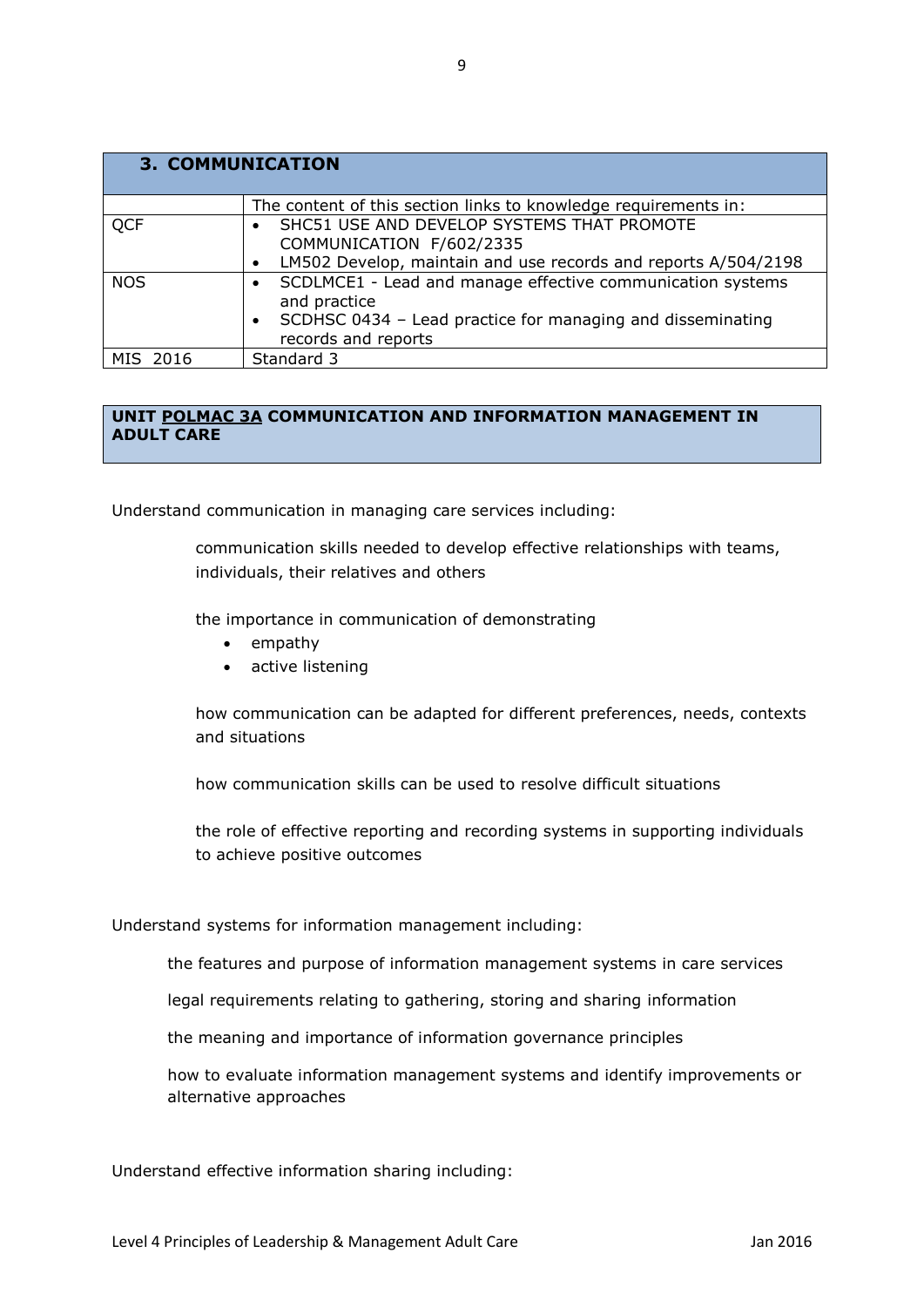| 3. COMMUNICATION | |
|---|---|
| | The content of this section links to knowledge requirements in: |
| QCF | • SHC51 USE AND DEVELOP SYSTEMS THAT PROMOTE COMMUNICATION F/602/2335<br>• LM502 Develop, maintain and use records and reports A/504/2198 |
| NOS | • SCDLMCE1 - Lead and manage effective communication systems and practice<br>• SCDHSC 0434 – Lead practice for managing and disseminating records and reports |
| MIS 2016 | Standard 3 |

**UNIT POLMAC 3A COMMUNICATION AND INFORMATION MANAGEMENT IN ADULT CARE**

Understand communication in managing care services including:

communication skills needed to develop effective relationships with teams, individuals, their relatives and others

the importance in communication of demonstrating

- empathy
- active listening

how communication can be adapted for different preferences, needs, contexts and situations

how communication skills can be used to resolve difficult situations

the role of effective reporting and recording systems in supporting individuals to achieve positive outcomes

Understand systems for information management including:

the features and purpose of information management systems in care services

legal requirements relating to gathering, storing and sharing information

the meaning and importance of information governance principles

how to evaluate information management systems and identify improvements or alternative approaches

Understand effective information sharing including: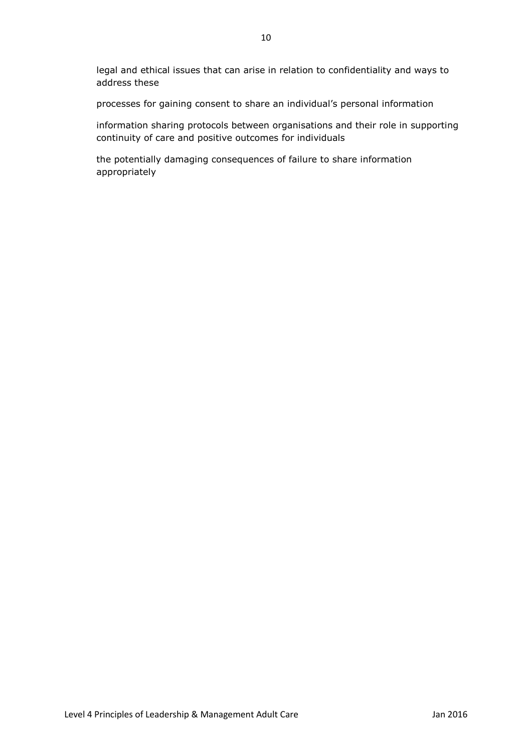legal and ethical issues that can arise in relation to confidentiality and ways to address these

processes for gaining consent to share an individual's personal information

information sharing protocols between organisations and their role in supporting continuity of care and positive outcomes for individuals

the potentially damaging consequences of failure to share information appropriately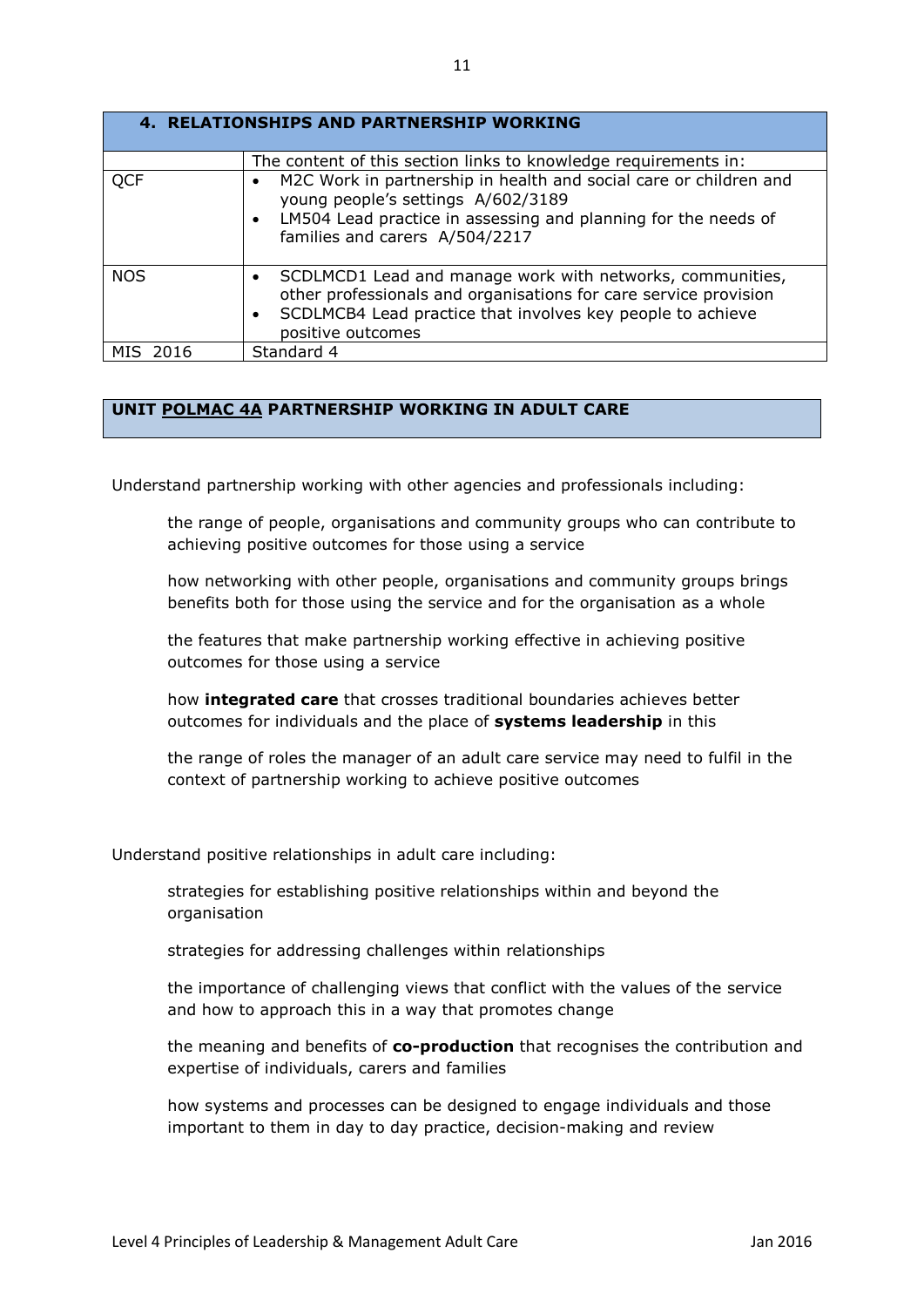| **4. RELATIONSHIPS AND PARTNERSHIP WORKING** | |
|---|---|
| | The content of this section links to knowledge requirements in: |
| QCF | • M2C Work in partnership in health and social care or children and young people's settings A/602/3189<br>• LM504 Lead practice in assessing and planning for the needs of families and carers A/504/2217 |
| NOS | • SCDLMCD1 Lead and manage work with networks, communities, other professionals and organisations for care service provision<br>• SCDLMCB4 Lead practice that involves key people to achieve positive outcomes |
| MIS 2016 | Standard 4 |

## UNIT POLMAC 4A PARTNERSHIP WORKING IN ADULT CARE

Understand partnership working with other agencies and professionals including:

- the range of people, organisations and community groups who can contribute to achieving positive outcomes for those using a service
- how networking with other people, organisations and community groups brings benefits both for those using the service and for the organisation as a whole
- the features that make partnership working effective in achieving positive outcomes for those using a service
- how **integrated care** that crosses traditional boundaries achieves better outcomes for individuals and the place of **systems leadership** in this
- the range of roles the manager of an adult care service may need to fulfil in the context of partnership working to achieve positive outcomes

Understand positive relationships in adult care including:

- strategies for establishing positive relationships within and beyond the organisation
- strategies for addressing challenges within relationships
- the importance of challenging views that conflict with the values of the service and how to approach this in a way that promotes change
- the meaning and benefits of **co-production** that recognises the contribution and expertise of individuals, carers and families
- how systems and processes can be designed to engage individuals and those important to them in day to day practice, decision-making and review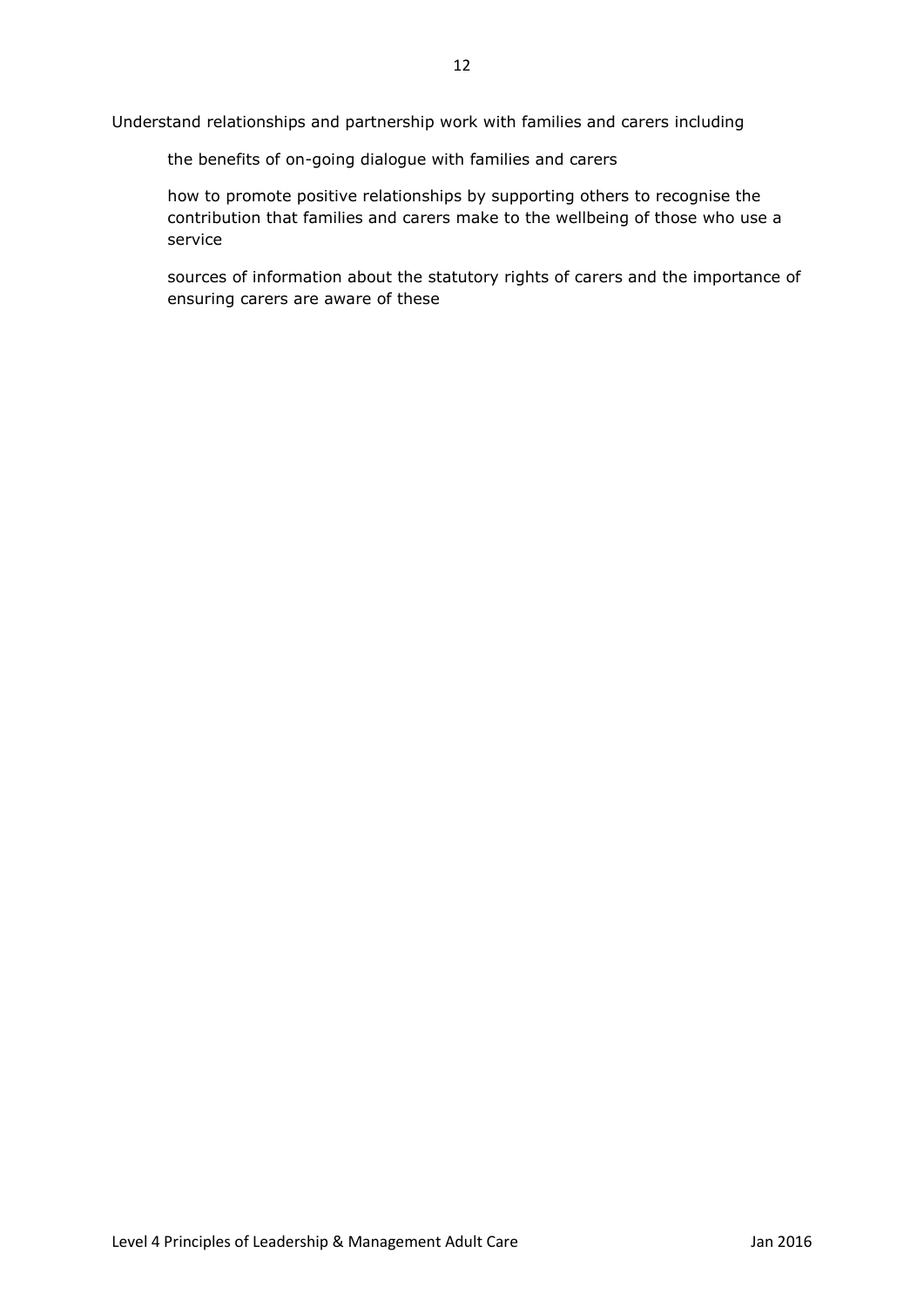Understand relationships and partnership work with families and carers including

- the benefits of on-going dialogue with families and carers
- how to promote positive relationships by supporting others to recognise the contribution that families and carers make to the wellbeing of those who use a service
- sources of information about the statutory rights of carers and the importance of ensuring carers are aware of these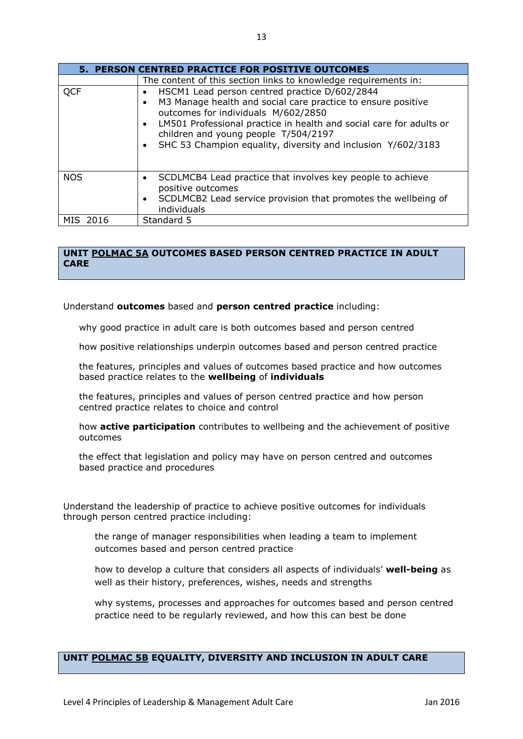| 5. PERSON CENTRED PRACTICE FOR POSITIVE OUTCOMES | |
|---|---|
| | The content of this section links to knowledge requirements in: |
| QCF | • HSCM1 Lead person centred practice D/602/2844<br>• M3 Manage health and social care practice to ensure positive outcomes for individuals M/602/2850<br>• LM501 Professional practice in health and social care for adults or children and young people T/504/2197<br>• SHC 53 Champion equality, diversity and inclusion Y/602/3183 |
| NOS | • SCDLMCB4 Lead practice that involves key people to achieve positive outcomes<br>• SCDLMCB2 Lead service provision that promotes the wellbeing of individuals |
| MIS 2016 | Standard 5 |

## UNIT POLMAC 5A OUTCOMES BASED PERSON CENTRED PRACTICE IN ADULT CARE

Understand **outcomes** based and **person centred practice** including:

why good practice in adult care is both outcomes based and person centred

how positive relationships underpin outcomes based and person centred practice

the features, principles and values of outcomes based practice and how outcomes based practice relates to the **wellbeing** of **individuals**

the features, principles and values of person centred practice and how person centred practice relates to choice and control

how **active participation** contributes to wellbeing and the achievement of positive outcomes

the effect that legislation and policy may have on person centred and outcomes based practice and procedures

Understand the leadership of practice to achieve positive outcomes for individuals through person centred practice including:

the range of manager responsibilities when leading a team to implement outcomes based and person centred practice

how to develop a culture that considers all aspects of individuals' **well-being** as well as their history, preferences, wishes, needs and strengths

why systems, processes and approaches for outcomes based and person centred practice need to be regularly reviewed, and how this can best be done

## UNIT POLMAC 5B EQUALITY, DIVERSITY AND INCLUSION IN ADULT CARE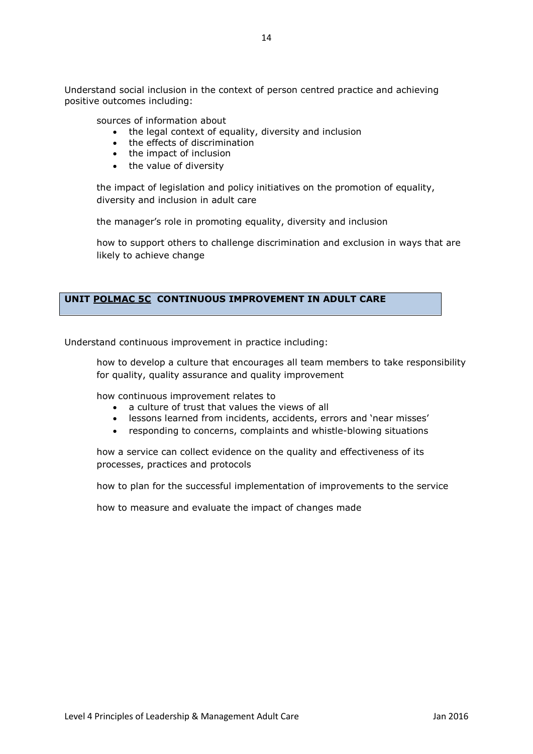Understand social inclusion in the context of person centred practice and achieving positive outcomes including:

sources of information about

- the legal context of equality, diversity and inclusion
- the effects of discrimination
- the impact of inclusion
- the value of diversity

the impact of legislation and policy initiatives on the promotion of equality, diversity and inclusion in adult care

the manager's role in promoting equality, diversity and inclusion

how to support others to challenge discrimination and exclusion in ways that are likely to achieve change

## UNIT <u>POLMAC 5C</u> CONTINUOUS IMPROVEMENT IN ADULT CARE

Understand continuous improvement in practice including:

how to develop a culture that encourages all team members to take responsibility for quality, quality assurance and quality improvement

how continuous improvement relates to

- a culture of trust that values the views of all
- lessons learned from incidents, accidents, errors and 'near misses'
- responding to concerns, complaints and whistle-blowing situations

how a service can collect evidence on the quality and effectiveness of its processes, practices and protocols

how to plan for the successful implementation of improvements to the service

how to measure and evaluate the impact of changes made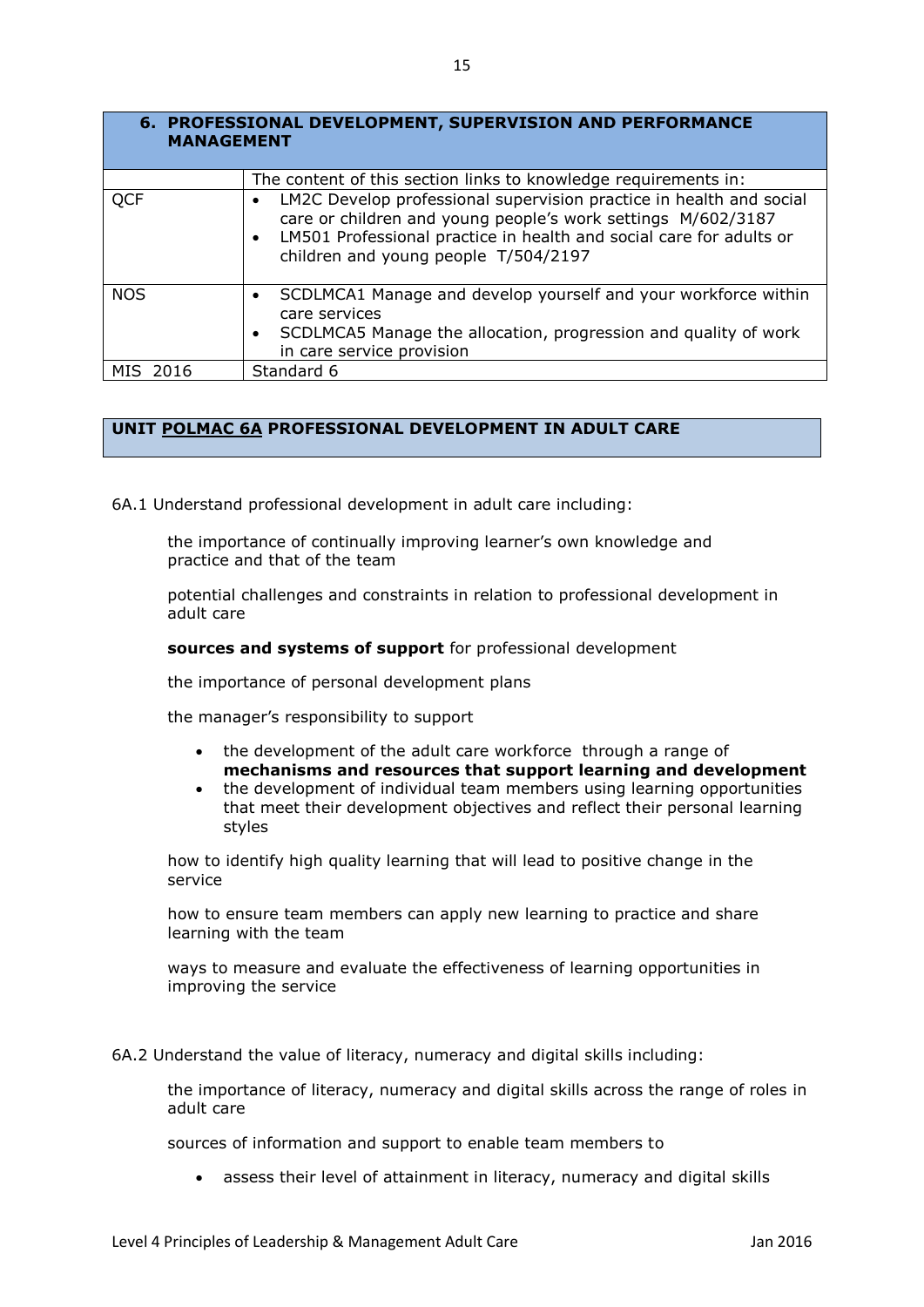| 6. PROFESSIONAL DEVELOPMENT, SUPERVISION AND PERFORMANCE MANAGEMENT | |
|---|---|
| | The content of this section links to knowledge requirements in: |
| QCF | • LM2C Develop professional supervision practice in health and social care or children and young people's work settings M/602/3187<br>• LM501 Professional practice in health and social care for adults or children and young people T/504/2197 |
| NOS | • SCDLMCA1 Manage and develop yourself and your workforce within care services<br>• SCDLMCA5 Manage the allocation, progression and quality of work in care service provision |
| MIS 2016 | Standard 6 |

## UNIT POLMAC 6A PROFESSIONAL DEVELOPMENT IN ADULT CARE

6A.1 Understand professional development in adult care including:

the importance of continually improving learner's own knowledge and practice and that of the team

potential challenges and constraints in relation to professional development in adult care

**sources and systems of support** for professional development

the importance of personal development plans

the manager's responsibility to support

- the development of the adult care workforce through a range of **mechanisms and resources that support learning and development**
- the development of individual team members using learning opportunities that meet their development objectives and reflect their personal learning styles

how to identify high quality learning that will lead to positive change in the service

how to ensure team members can apply new learning to practice and share learning with the team

ways to measure and evaluate the effectiveness of learning opportunities in improving the service

6A.2 Understand the value of literacy, numeracy and digital skills including:

the importance of literacy, numeracy and digital skills across the range of roles in adult care

sources of information and support to enable team members to

- assess their level of attainment in literacy, numeracy and digital skills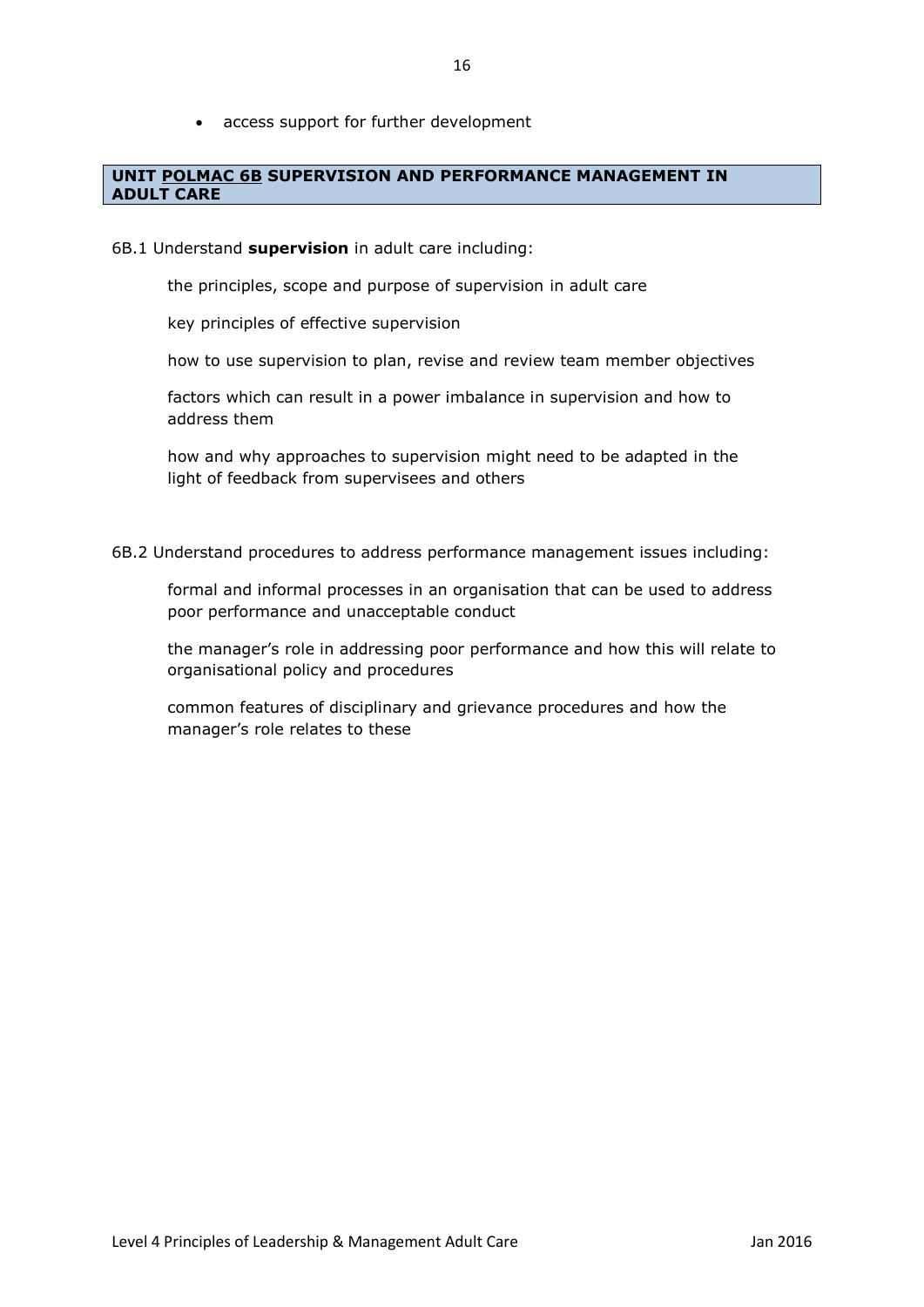- access support for further development

## UNIT POLMAC 6B SUPERVISION AND PERFORMANCE MANAGEMENT IN ADULT CARE

6B.1 Understand **supervision** in adult care including:

the principles, scope and purpose of supervision in adult care

key principles of effective supervision

how to use supervision to plan, revise and review team member objectives

factors which can result in a power imbalance in supervision and how to address them

how and why approaches to supervision might need to be adapted in the light of feedback from supervisees and others

6B.2 Understand procedures to address performance management issues including:

formal and informal processes in an organisation that can be used to address poor performance and unacceptable conduct

the manager's role in addressing poor performance and how this will relate to organisational policy and procedures

common features of disciplinary and grievance procedures and how the manager's role relates to these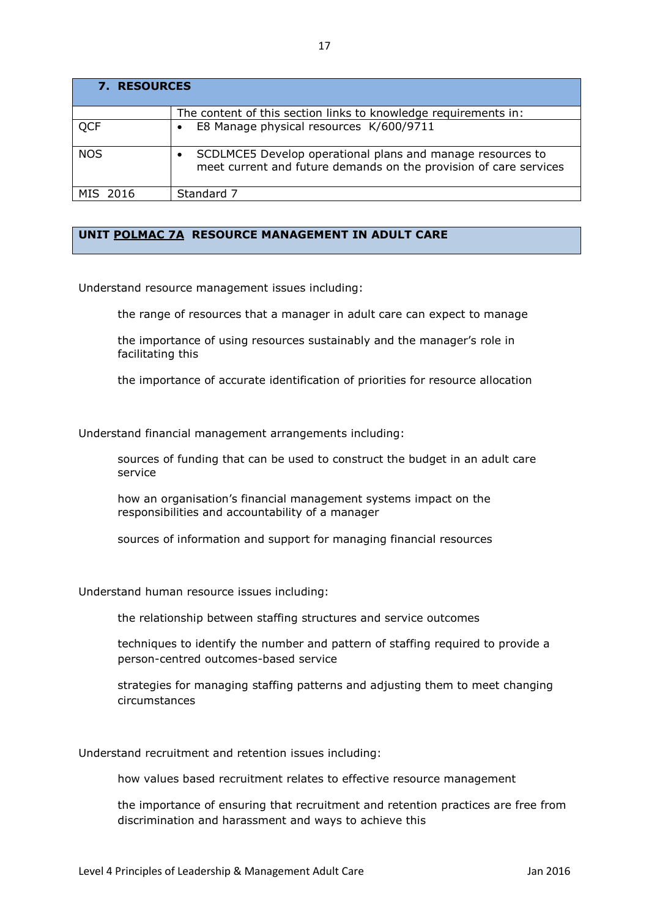| 7. RESOURCES | |
|---|---|
| | The content of this section links to knowledge requirements in: |
| QCF | • E8 Manage physical resources K/600/9711 |
| NOS | • SCDLMCE5 Develop operational plans and manage resources to meet current and future demands on the provision of care services |
| MIS 2016 | Standard 7 |

## UNIT POLMAC 7A RESOURCE MANAGEMENT IN ADULT CARE

Understand resource management issues including:

- the range of resources that a manager in adult care can expect to manage
- the importance of using resources sustainably and the manager's role in facilitating this
- the importance of accurate identification of priorities for resource allocation

Understand financial management arrangements including:

- sources of funding that can be used to construct the budget in an adult care service
- how an organisation's financial management systems impact on the responsibilities and accountability of a manager
- sources of information and support for managing financial resources

Understand human resource issues including:

- the relationship between staffing structures and service outcomes
- techniques to identify the number and pattern of staffing required to provide a person-centred outcomes-based service
- strategies for managing staffing patterns and adjusting them to meet changing circumstances

Understand recruitment and retention issues including:

- how values based recruitment relates to effective resource management
- the importance of ensuring that recruitment and retention practices are free from discrimination and harassment and ways to achieve this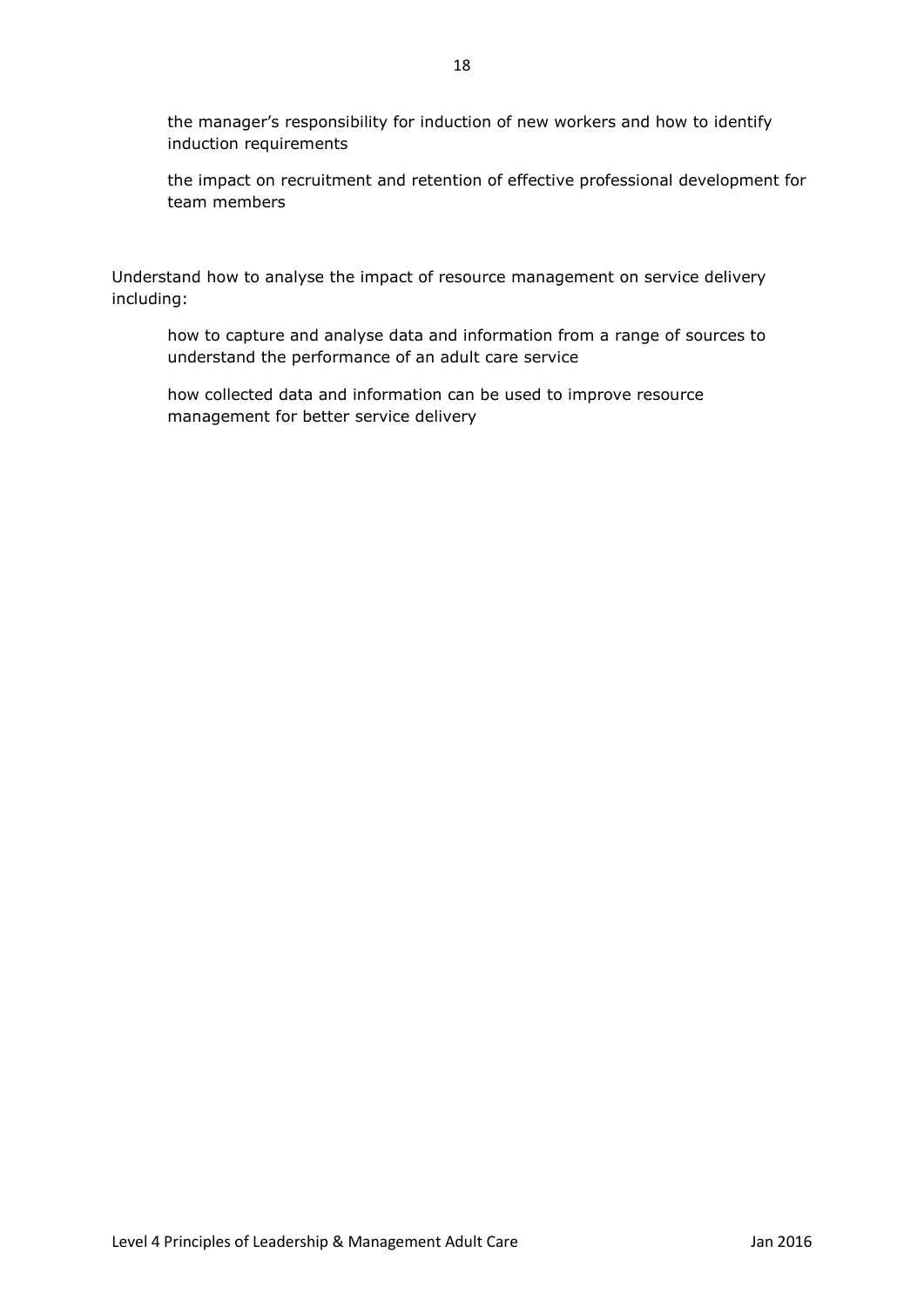the manager's responsibility for induction of new workers and how to identify induction requirements

the impact on recruitment and retention of effective professional development for team members

Understand how to analyse the impact of resource management on service delivery including:

how to capture and analyse data and information from a range of sources to understand the performance of an adult care service

how collected data and information can be used to improve resource management for better service delivery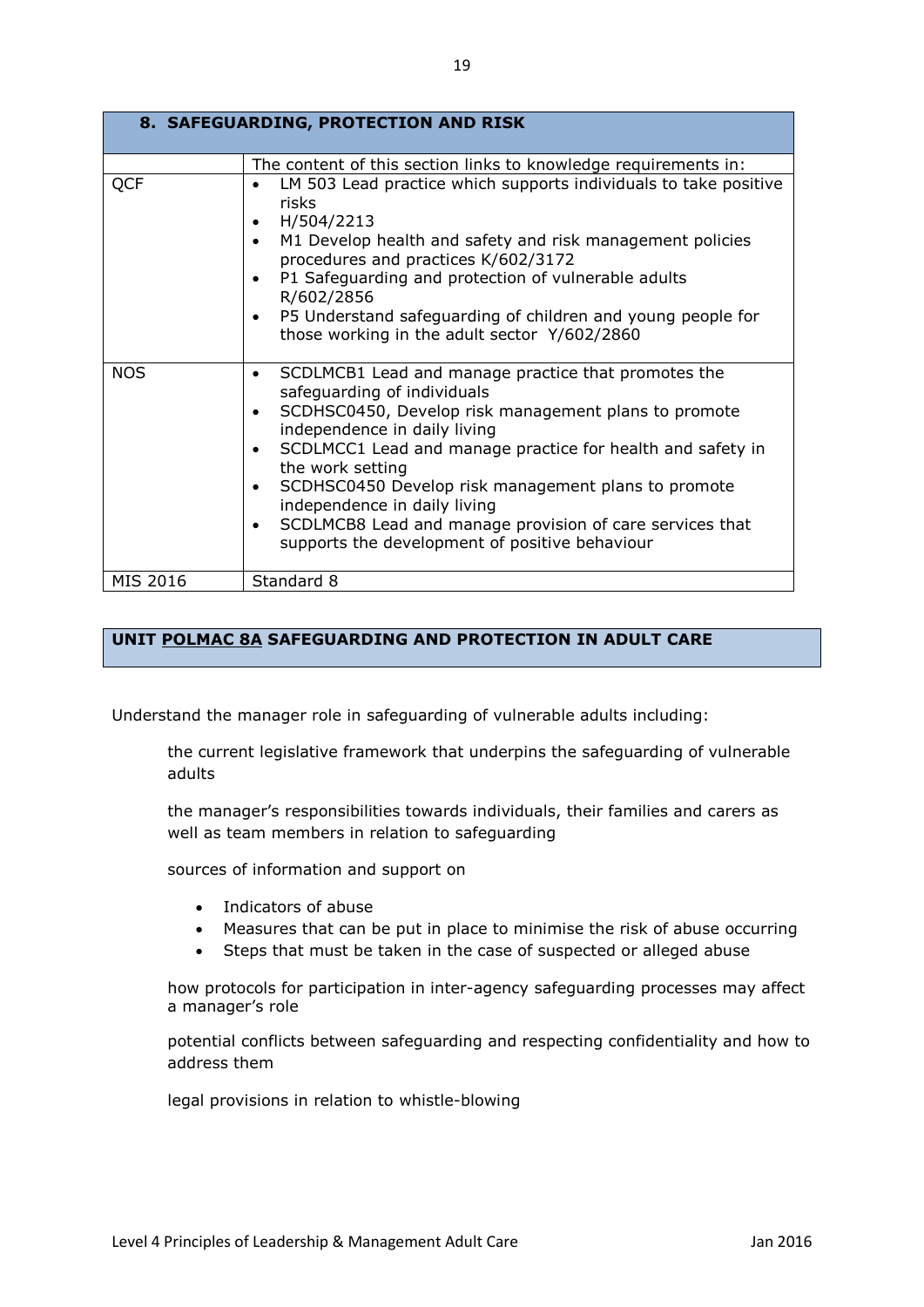| 8. SAFEGUARDING, PROTECTION AND RISK | |
|---|---|
| | The content of this section links to knowledge requirements in: |
| QCF | • LM 503 Lead practice which supports individuals to take positive risks<br>• H/504/2213<br>• M1 Develop health and safety and risk management policies procedures and practices K/602/3172<br>• P1 Safeguarding and protection of vulnerable adults R/602/2856<br>• P5 Understand safeguarding of children and young people for those working in the adult sector Y/602/2860 |
| NOS | • SCDLMCB1 Lead and manage practice that promotes the safeguarding of individuals<br>• SCDHSC0450, Develop risk management plans to promote independence in daily living<br>• SCDLMCC1 Lead and manage practice for health and safety in the work setting<br>• SCDHSC0450 Develop risk management plans to promote independence in daily living<br>• SCDLMCB8 Lead and manage provision of care services that supports the development of positive behaviour |
| MIS 2016 | Standard 8 |

## UNIT POLMAC 8A SAFEGUARDING AND PROTECTION IN ADULT CARE

Understand the manager role in safeguarding of vulnerable adults including:

the current legislative framework that underpins the safeguarding of vulnerable adults

the manager's responsibilities towards individuals, their families and carers as well as team members in relation to safeguarding

sources of information and support on

- Indicators of abuse
- Measures that can be put in place to minimise the risk of abuse occurring
- Steps that must be taken in the case of suspected or alleged abuse

how protocols for participation in inter-agency safeguarding processes may affect a manager's role

potential conflicts between safeguarding and respecting confidentiality and how to address them

legal provisions in relation to whistle-blowing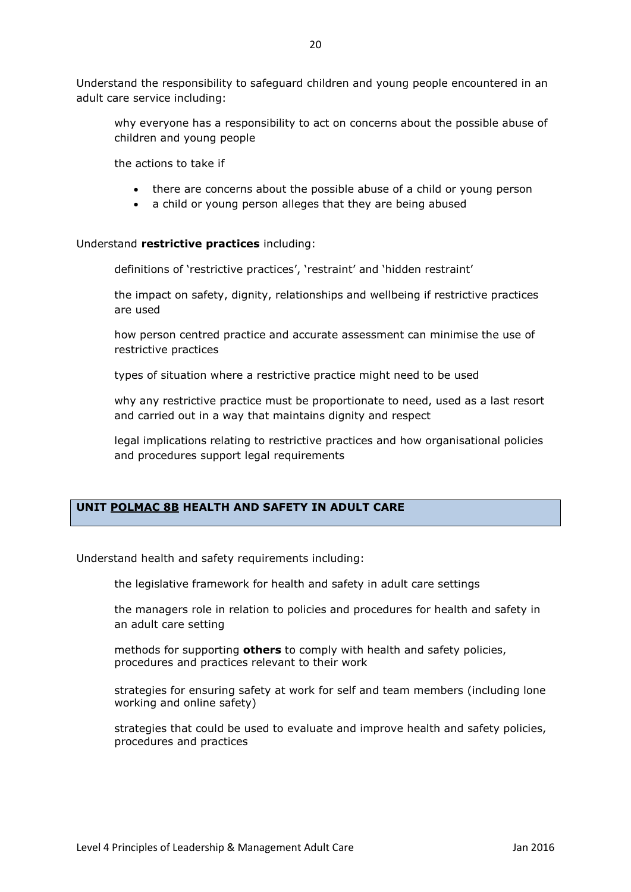Understand the responsibility to safeguard children and young people encountered in an adult care service including:

why everyone has a responsibility to act on concerns about the possible abuse of children and young people

the actions to take if

- there are concerns about the possible abuse of a child or young person
- a child or young person alleges that they are being abused

Understand **restrictive practices** including:

definitions of 'restrictive practices', 'restraint' and 'hidden restraint'

the impact on safety, dignity, relationships and wellbeing if restrictive practices are used

how person centred practice and accurate assessment can minimise the use of restrictive practices

types of situation where a restrictive practice might need to be used

why any restrictive practice must be proportionate to need, used as a last resort and carried out in a way that maintains dignity and respect

legal implications relating to restrictive practices and how organisational policies and procedures support legal requirements

## UNIT POLMAC 8B HEALTH AND SAFETY IN ADULT CARE

Understand health and safety requirements including:

the legislative framework for health and safety in adult care settings

the managers role in relation to policies and procedures for health and safety in an adult care setting

methods for supporting **others** to comply with health and safety policies, procedures and practices relevant to their work

strategies for ensuring safety at work for self and team members (including lone working and online safety)

strategies that could be used to evaluate and improve health and safety policies, procedures and practices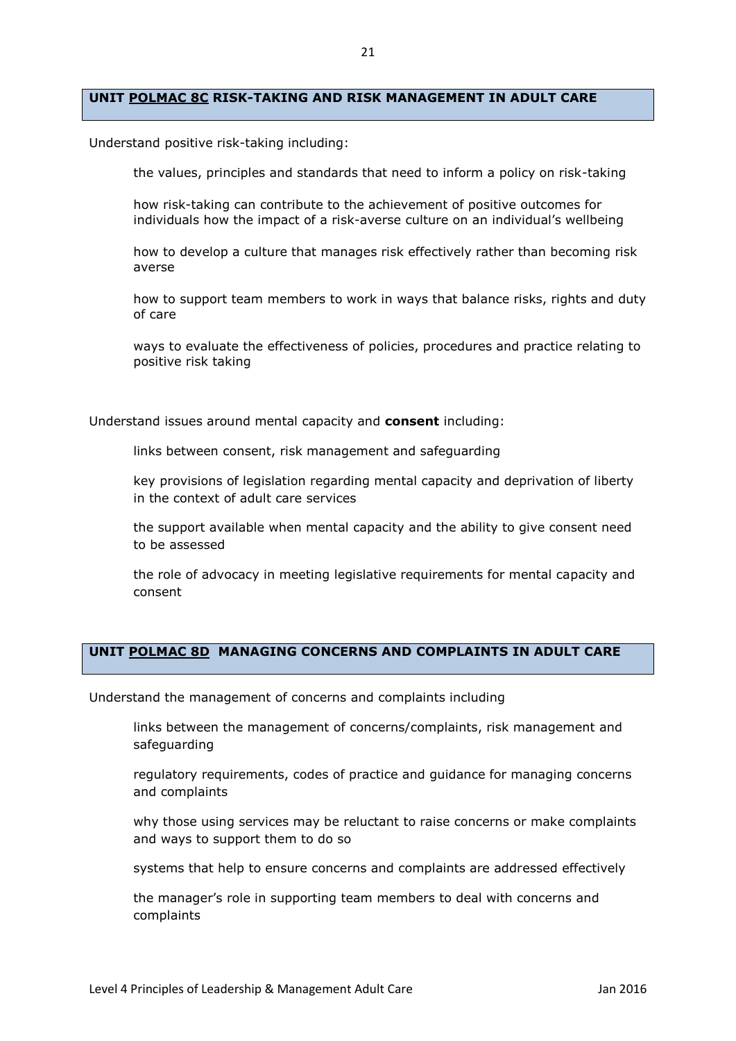## UNIT POLMAC 8C RISK-TAKING AND RISK MANAGEMENT IN ADULT CARE

Understand positive risk-taking including:

- the values, principles and standards that need to inform a policy on risk-taking
- how risk-taking can contribute to the achievement of positive outcomes for individuals how the impact of a risk-averse culture on an individual's wellbeing
- how to develop a culture that manages risk effectively rather than becoming risk averse
- how to support team members to work in ways that balance risks, rights and duty of care
- ways to evaluate the effectiveness of policies, procedures and practice relating to positive risk taking

Understand issues around mental capacity and **consent** including:

- links between consent, risk management and safeguarding
- key provisions of legislation regarding mental capacity and deprivation of liberty in the context of adult care services
- the support available when mental capacity and the ability to give consent need to be assessed
- the role of advocacy in meeting legislative requirements for mental capacity and consent

## UNIT POLMAC 8D MANAGING CONCERNS AND COMPLAINTS IN ADULT CARE

Understand the management of concerns and complaints including

- links between the management of concerns/complaints, risk management and safeguarding
- regulatory requirements, codes of practice and guidance for managing concerns and complaints
- why those using services may be reluctant to raise concerns or make complaints and ways to support them to do so
- systems that help to ensure concerns and complaints are addressed effectively
- the manager's role in supporting team members to deal with concerns and complaints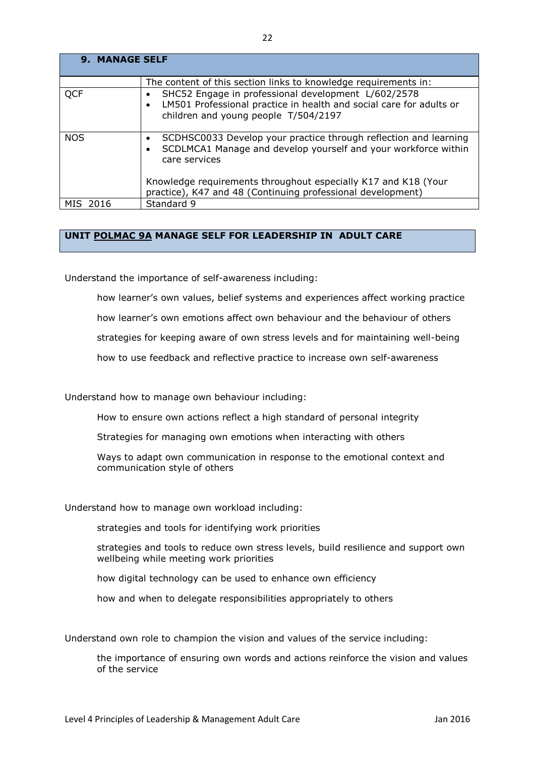| 9. MANAGE SELF | |
|---|---|
| | The content of this section links to knowledge requirements in: |
| QCF | • SHC52 Engage in professional development L/602/2578<br>• LM501 Professional practice in health and social care for adults or children and young people T/504/2197 |
| NOS | • SCDHSC0033 Develop your practice through reflection and learning<br>• SCDLMCA1 Manage and develop yourself and your workforce within care services<br><br>Knowledge requirements throughout especially K17 and K18 (Your practice), K47 and 48 (Continuing professional development) |
| MIS 2016 | Standard 9 |

## UNIT POLMAC 9A MANAGE SELF FOR LEADERSHIP IN ADULT CARE

Understand the importance of self-awareness including:

- how learner's own values, belief systems and experiences affect working practice
- how learner's own emotions affect own behaviour and the behaviour of others
- strategies for keeping aware of own stress levels and for maintaining well-being
- how to use feedback and reflective practice to increase own self-awareness

Understand how to manage own behaviour including:

- How to ensure own actions reflect a high standard of personal integrity
- Strategies for managing own emotions when interacting with others
- Ways to adapt own communication in response to the emotional context and communication style of others

Understand how to manage own workload including:

- strategies and tools for identifying work priorities
- strategies and tools to reduce own stress levels, build resilience and support own wellbeing while meeting work priorities
- how digital technology can be used to enhance own efficiency
- how and when to delegate responsibilities appropriately to others

Understand own role to champion the vision and values of the service including:

- the importance of ensuring own words and actions reinforce the vision and values of the service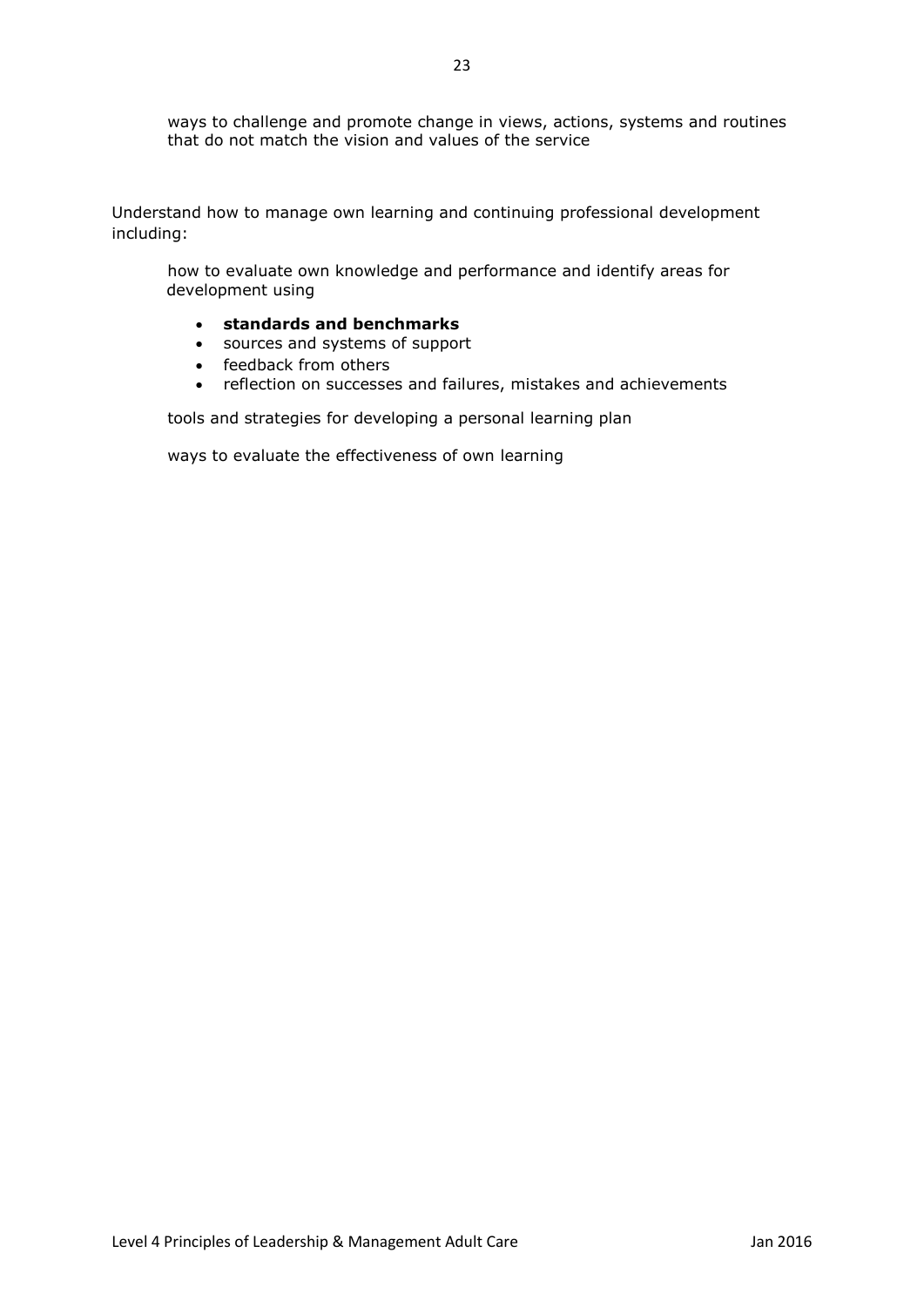ways to challenge and promote change in views, actions, systems and routines that do not match the vision and values of the service

Understand how to manage own learning and continuing professional development including:

how to evaluate own knowledge and performance and identify areas for development using

- **standards and benchmarks**
- sources and systems of support
- feedback from others
- reflection on successes and failures, mistakes and achievements

tools and strategies for developing a personal learning plan

ways to evaluate the effectiveness of own learning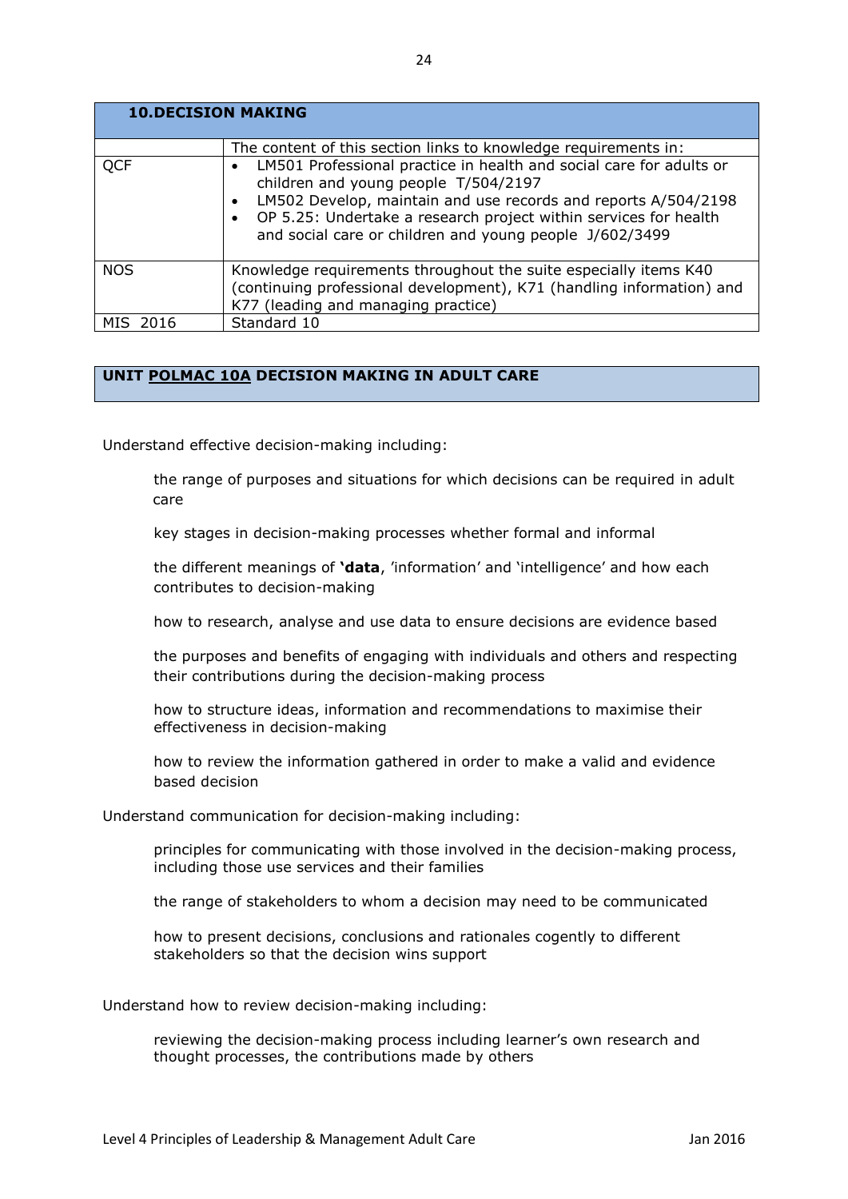## 10. DECISION MAKING

| | The content of this section links to knowledge requirements in: |
|---|---|
| QCF | • LM501 Professional practice in health and social care for adults or children and young people T/504/2197<br>• LM502 Develop, maintain and use records and reports A/504/2198<br>• OP 5.25: Undertake a research project within services for health and social care or children and young people J/602/3499 |
| NOS | Knowledge requirements throughout the suite especially items K40 (continuing professional development), K71 (handling information) and K77 (leading and managing practice) |
| MIS 2016 | Standard 10 |

### UNIT POLMAC 10A DECISION MAKING IN ADULT CARE

Understand effective decision-making including:

> the range of purposes and situations for which decisions can be required in adult care
>
> key stages in decision-making processes whether formal and informal
>
> the different meanings of **'data**, 'information' and 'intelligence' and how each contributes to decision-making
>
> how to research, analyse and use data to ensure decisions are evidence based
>
> the purposes and benefits of engaging with individuals and others and respecting their contributions during the decision-making process
>
> how to structure ideas, information and recommendations to maximise their effectiveness in decision-making
>
> how to review the information gathered in order to make a valid and evidence based decision

Understand communication for decision-making including:

> principles for communicating with those involved in the decision-making process, including those use services and their families
>
> the range of stakeholders to whom a decision may need to be communicated
>
> how to present decisions, conclusions and rationales cogently to different stakeholders so that the decision wins support

Understand how to review decision-making including:

> reviewing the decision-making process including learner's own research and thought processes, the contributions made by others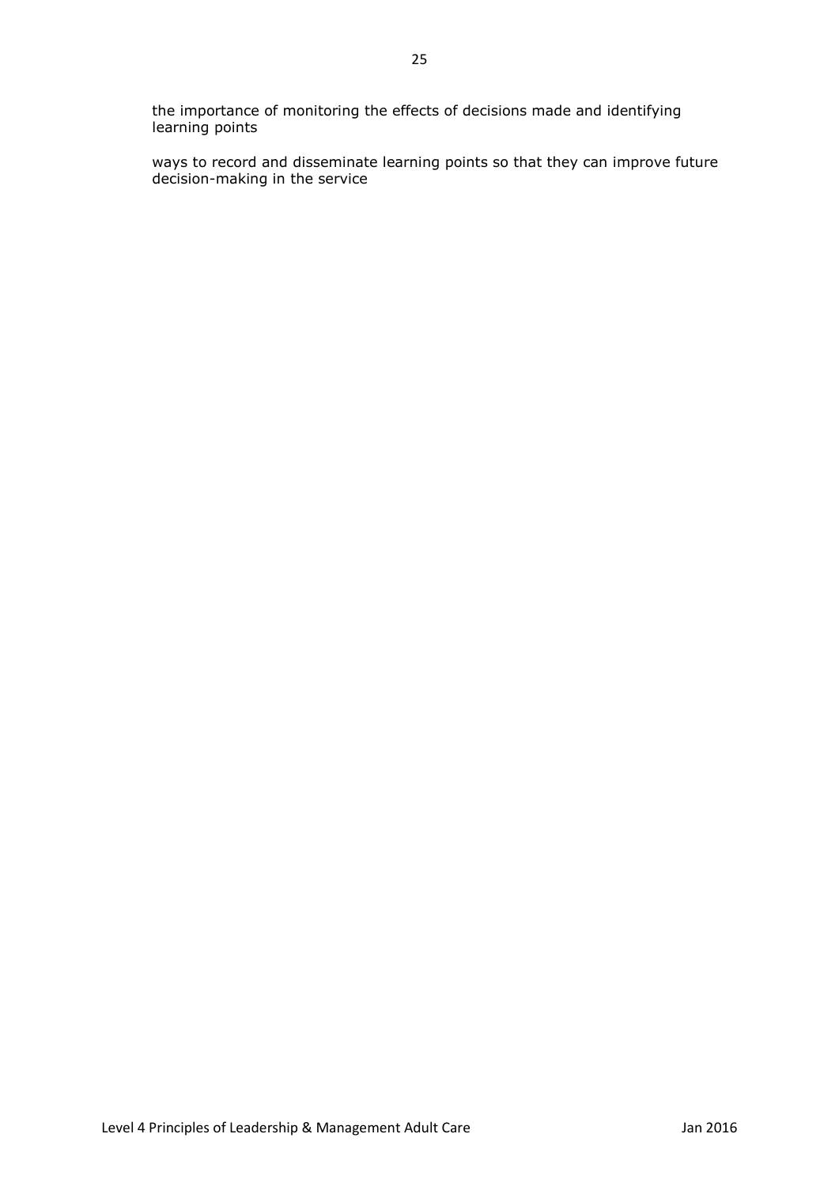the importance of monitoring the effects of decisions made and identifying learning points

ways to record and disseminate learning points so that they can improve future decision-making in the service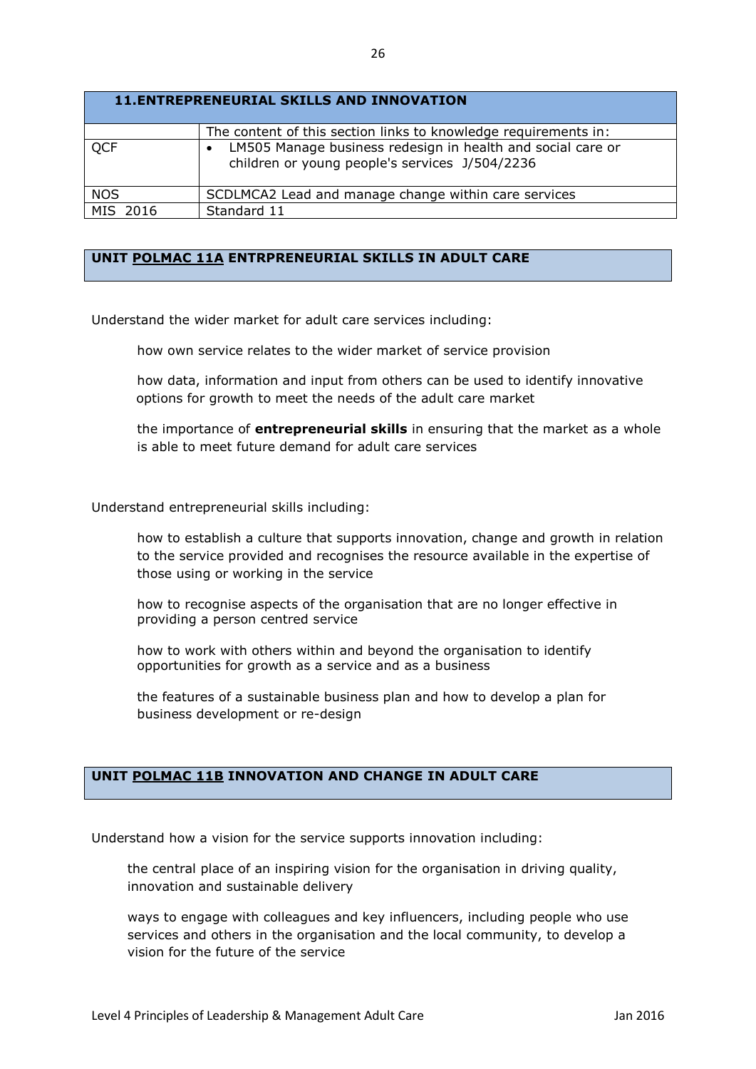| 11.ENTREPRENEURIAL SKILLS AND INNOVATION | |
|---|---|
| | The content of this section links to knowledge requirements in: |
| QCF | • LM505 Manage business redesign in health and social care or children or young people's services J/504/2236 |
| NOS | SCDLMCA2 Lead and manage change within care services |
| MIS 2016 | Standard 11 |

## UNIT POLMAC 11A ENTRPRENEURIAL SKILLS IN ADULT CARE

Understand the wider market for adult care services including:

how own service relates to the wider market of service provision

how data, information and input from others can be used to identify innovative options for growth to meet the needs of the adult care market

the importance of **entrepreneurial skills** in ensuring that the market as a whole is able to meet future demand for adult care services

Understand entrepreneurial skills including:

how to establish a culture that supports innovation, change and growth in relation to the service provided and recognises the resource available in the expertise of those using or working in the service

how to recognise aspects of the organisation that are no longer effective in providing a person centred service

how to work with others within and beyond the organisation to identify opportunities for growth as a service and as a business

the features of a sustainable business plan and how to develop a plan for business development or re-design

## UNIT POLMAC 11B INNOVATION AND CHANGE IN ADULT CARE

Understand how a vision for the service supports innovation including:

the central place of an inspiring vision for the organisation in driving quality, innovation and sustainable delivery

ways to engage with colleagues and key influencers, including people who use services and others in the organisation and the local community, to develop a vision for the future of the service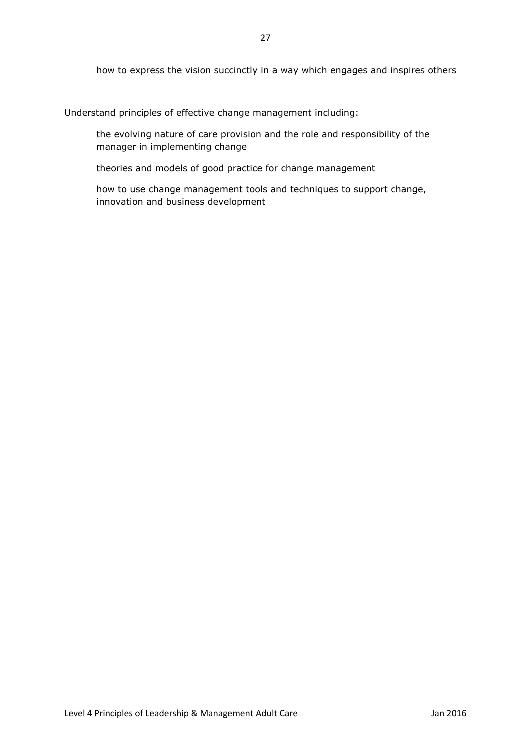how to express the vision succinctly in a way which engages and inspires others

Understand principles of effective change management including:

the evolving nature of care provision and the role and responsibility of the manager in implementing change

theories and models of good practice for change management

how to use change management tools and techniques to support change, innovation and business development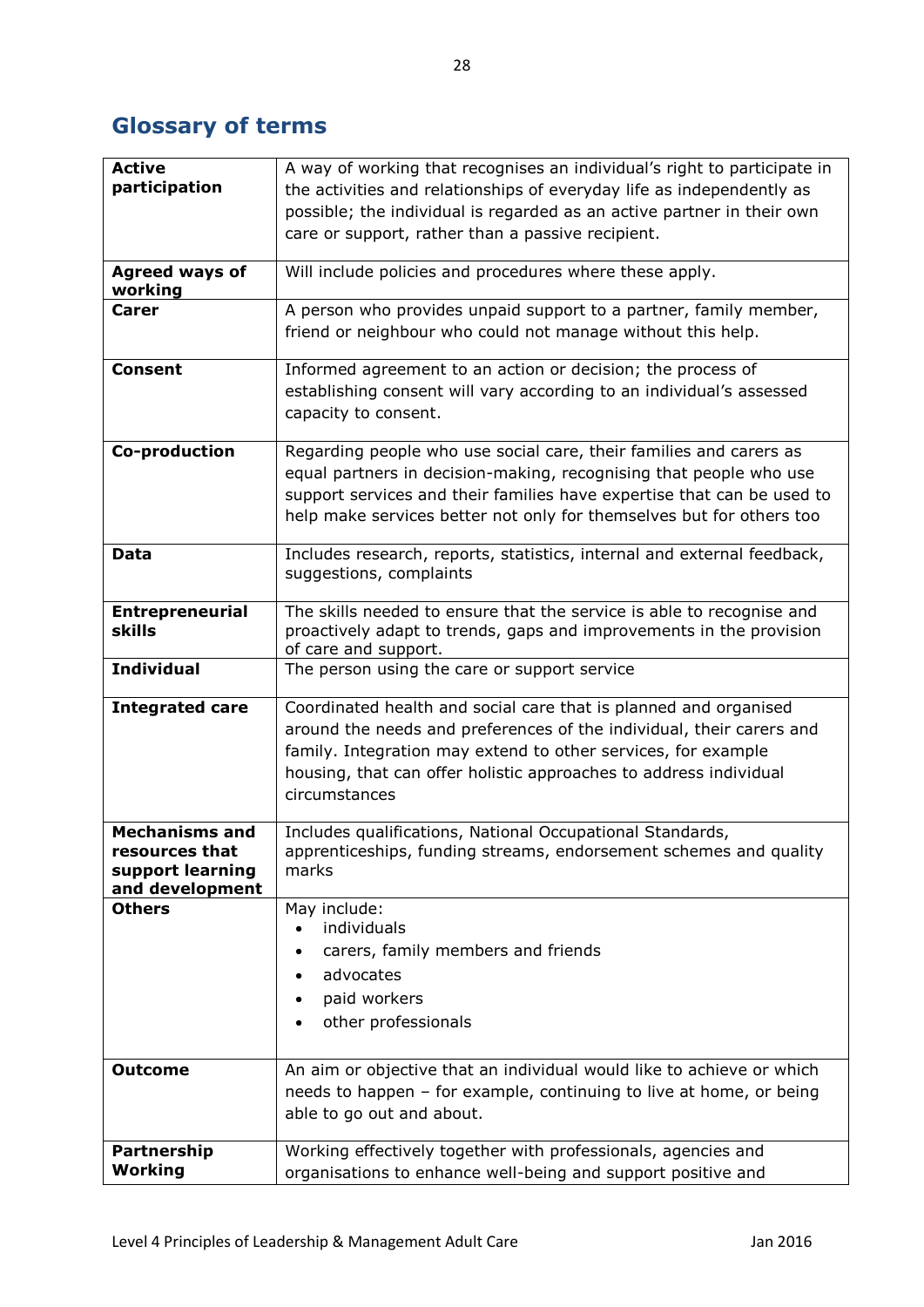## Glossary of terms

| | |
|---|---|
| **Active participation** | A way of working that recognises an individual's right to participate in the activities and relationships of everyday life as independently as possible; the individual is regarded as an active partner in their own care or support, rather than a passive recipient. |
| **Agreed ways of working** | Will include policies and procedures where these apply. |
| **Carer** | A person who provides unpaid support to a partner, family member, friend or neighbour who could not manage without this help. |
| **Consent** | Informed agreement to an action or decision; the process of establishing consent will vary according to an individual's assessed capacity to consent. |
| **Co-production** | Regarding people who use social care, their families and carers as equal partners in decision-making, recognising that people who use support services and their families have expertise that can be used to help make services better not only for themselves but for others too |
| **Data** | Includes research, reports, statistics, internal and external feedback, suggestions, complaints |
| **Entrepreneurial skills** | The skills needed to ensure that the service is able to recognise and proactively adapt to trends, gaps and improvements in the provision of care and support. |
| **Individual** | The person using the care or support service |
| **Integrated care** | Coordinated health and social care that is planned and organised around the needs and preferences of the individual, their carers and family. Integration may extend to other services, for example housing, that can offer holistic approaches to address individual circumstances |
| **Mechanisms and resources that support learning and development** | Includes qualifications, National Occupational Standards, apprenticeships, funding streams, endorsement schemes and quality marks |
| **Others** | May include:<br>• individuals<br>• carers, family members and friends<br>• advocates<br>• paid workers<br>• other professionals |
| **Outcome** | An aim or objective that an individual would like to achieve or which needs to happen – for example, continuing to live at home, or being able to go out and about. |
| **Partnership Working** | Working effectively together with professionals, agencies and organisations to enhance well-being and support positive and |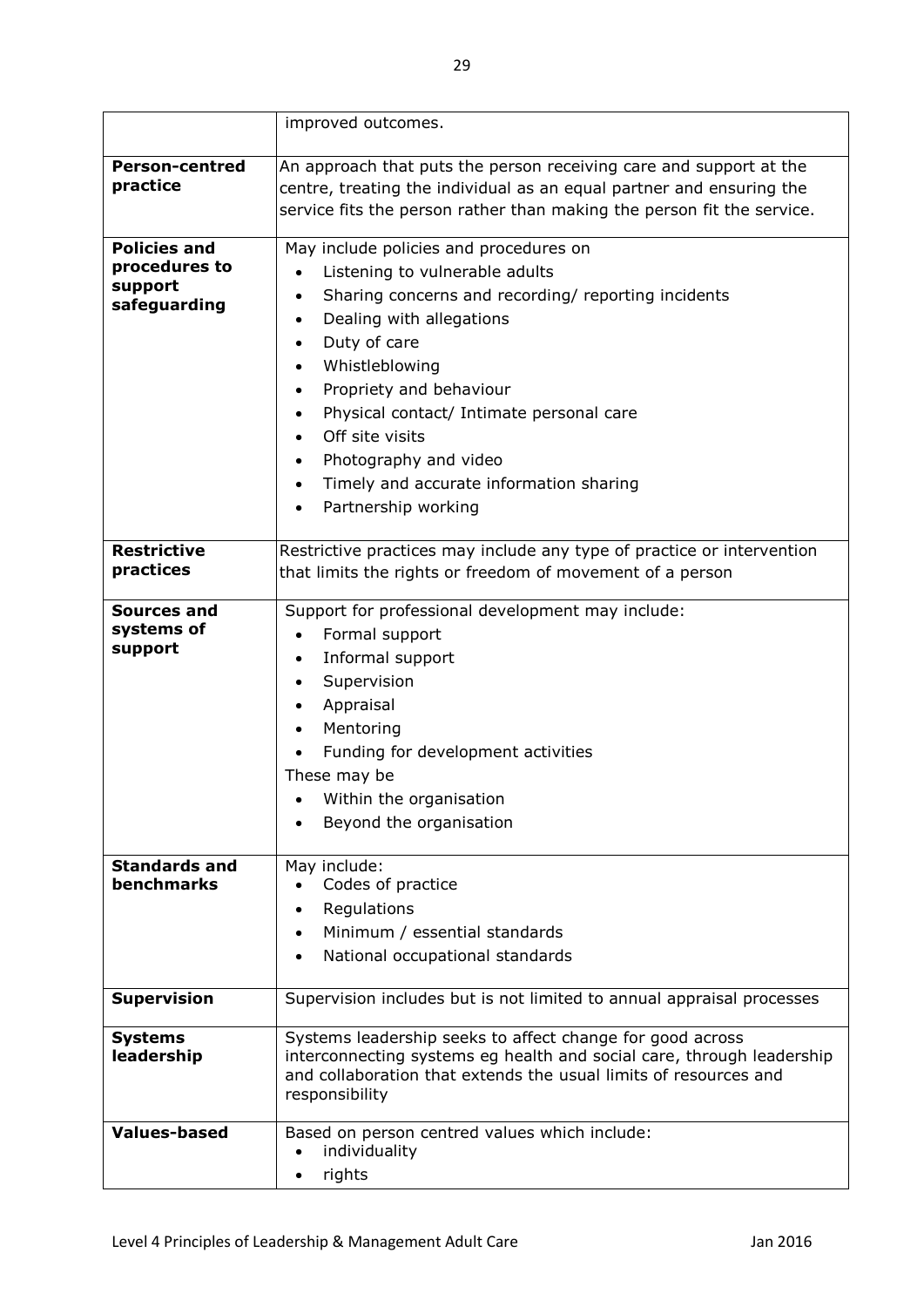| | |
|---|---|
| | improved outcomes. |
| **Person-centred practice** | An approach that puts the person receiving care and support at the centre, treating the individual as an equal partner and ensuring the service fits the person rather than making the person fit the service. |
| **Policies and procedures to support safeguarding** | May include policies and procedures on<br>• Listening to vulnerable adults<br>• Sharing concerns and recording/ reporting incidents<br>• Dealing with allegations<br>• Duty of care<br>• Whistleblowing<br>• Propriety and behaviour<br>• Physical contact/ Intimate personal care<br>• Off site visits<br>• Photography and video<br>• Timely and accurate information sharing<br>• Partnership working |
| **Restrictive practices** | Restrictive practices may include any type of practice or intervention that limits the rights or freedom of movement of a person |
| **Sources and systems of support** | Support for professional development may include:<br>• Formal support<br>• Informal support<br>• Supervision<br>• Appraisal<br>• Mentoring<br>• Funding for development activities<br>These may be<br>• Within the organisation<br>• Beyond the organisation |
| **Standards and benchmarks** | May include:<br>• Codes of practice<br>• Regulations<br>• Minimum / essential standards<br>• National occupational standards |
| **Supervision** | Supervision includes but is not limited to annual appraisal processes |
| **Systems leadership** | Systems leadership seeks to affect change for good across interconnecting systems eg health and social care, through leadership and collaboration that extends the usual limits of resources and responsibility |
| **Values-based** | Based on person centred values which include:<br>• individuality<br>• rights |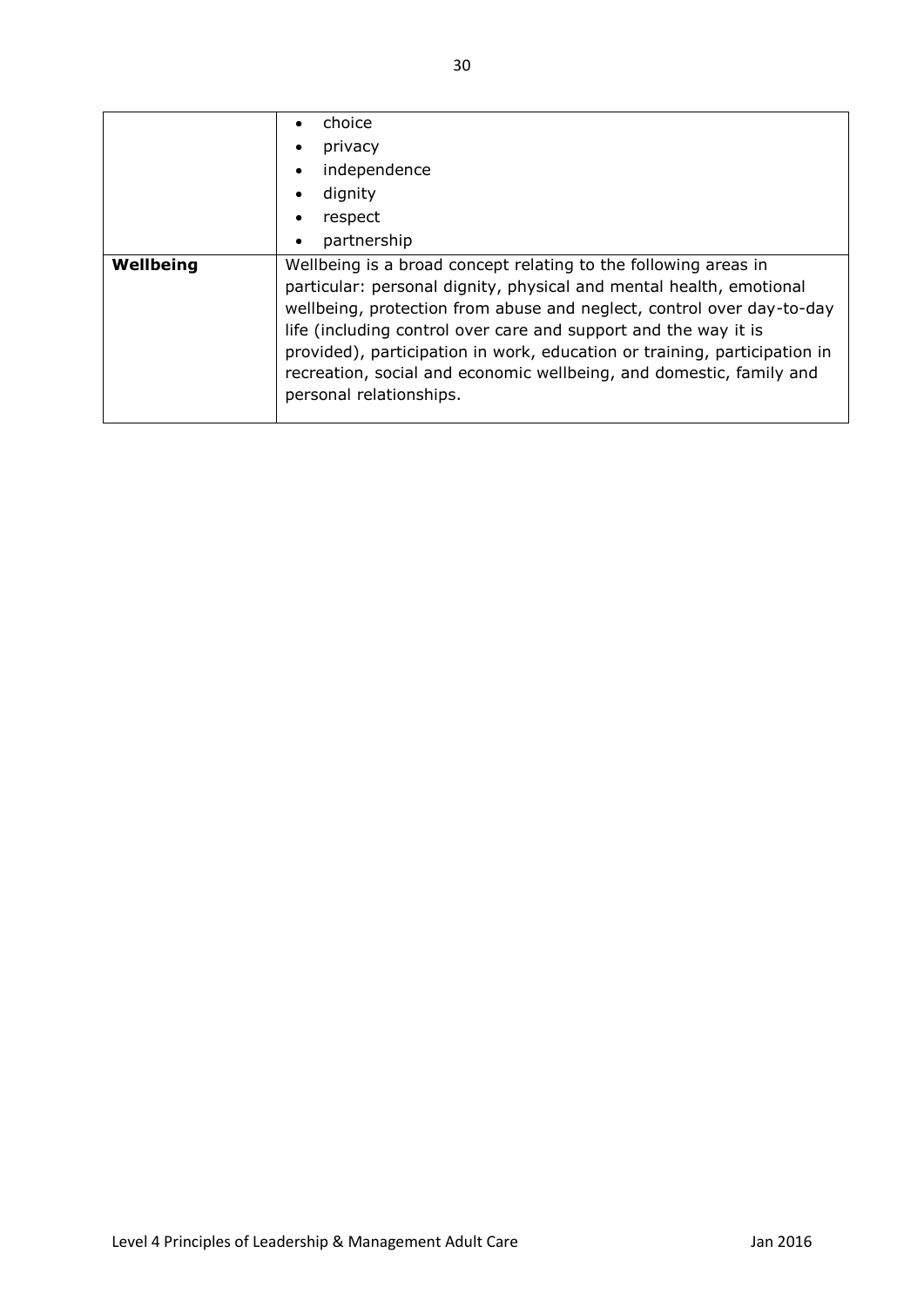| | |
|---|---|
| | • choice<br>• privacy<br>• independence<br>• dignity<br>• respect<br>• partnership |
| **Wellbeing** | Wellbeing is a broad concept relating to the following areas in particular: personal dignity, physical and mental health, emotional wellbeing, protection from abuse and neglect, control over day-to-day life (including control over care and support and the way it is provided), participation in work, education or training, participation in recreation, social and economic wellbeing, and domestic, family and personal relationships. |